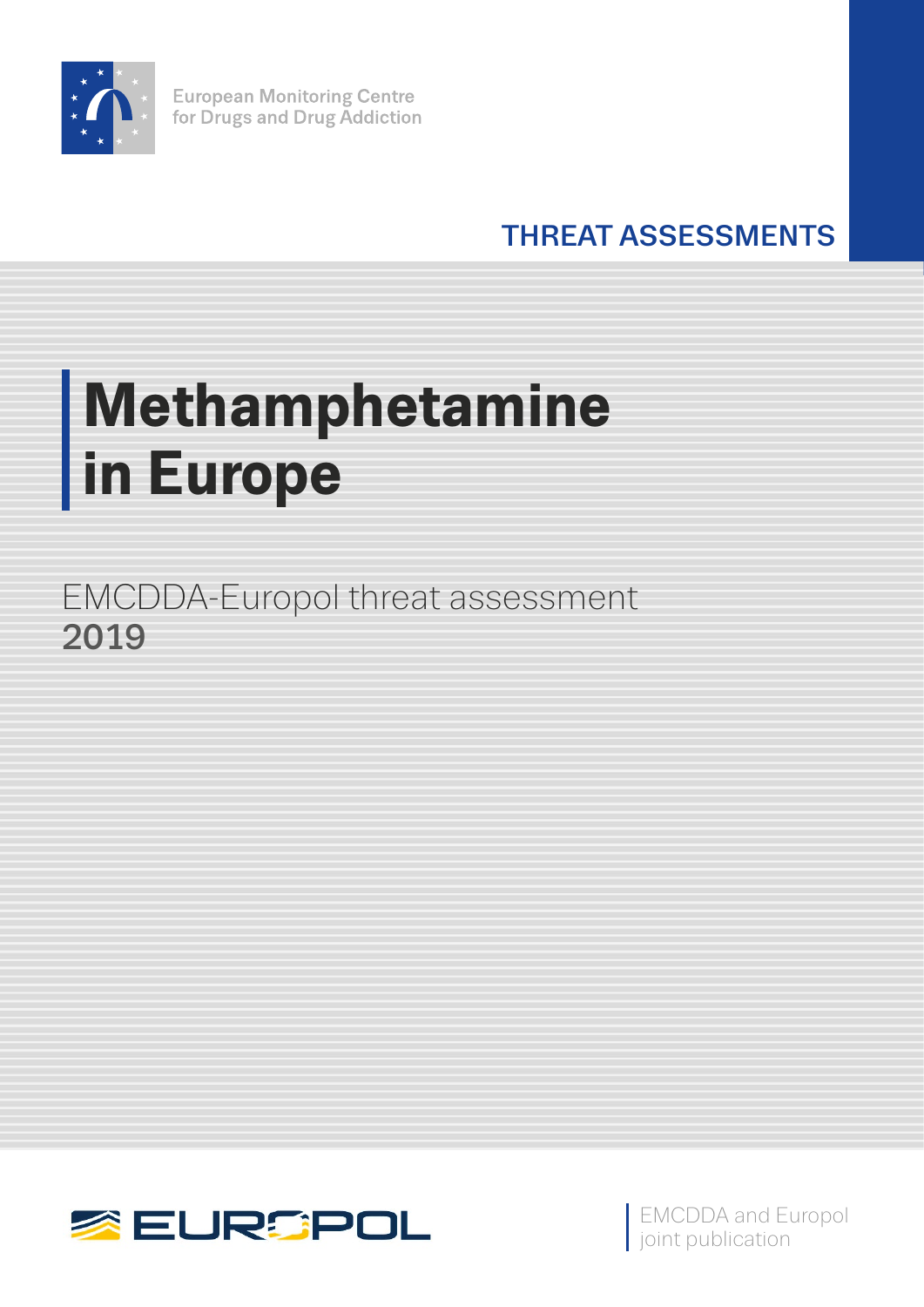European Monitoring Centre for Drugs and Drug Addiction

THREAT ASSESSMENTS

# Methamphetamine in Europe

EMCDDA-Europol threat assessment
**2019**

EUROPOL

EMCDDA and Europol joint publication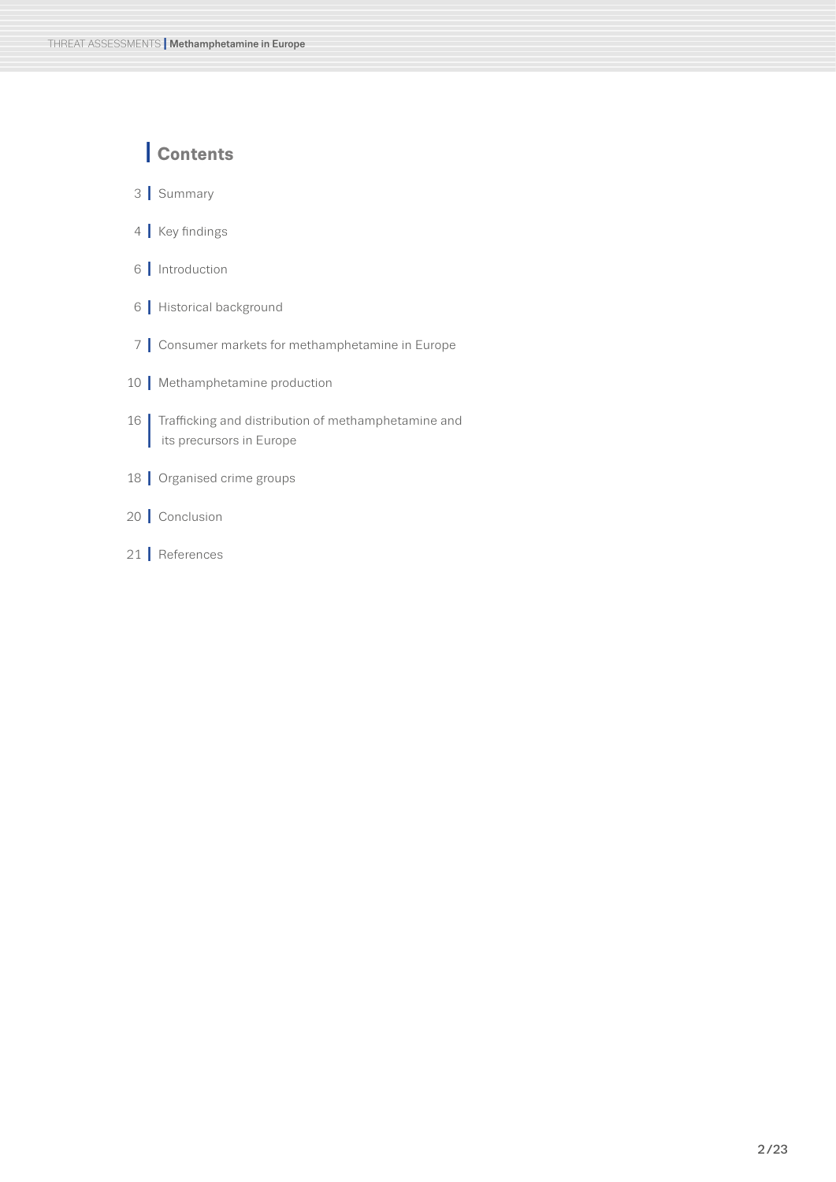## Contents

3 Summary

4 Key findings

6 Introduction

6 Historical background

7 Consumer markets for methamphetamine in Europe

10 Methamphetamine production

16 Trafficking and distribution of methamphetamine and its precursors in Europe

18 Organised crime groups

20 Conclusion

21 References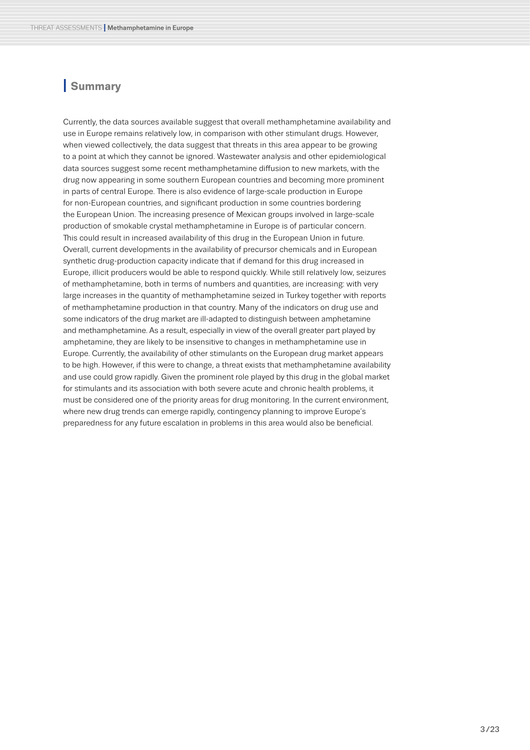## Summary

Currently, the data sources available suggest that overall methamphetamine availability and use in Europe remains relatively low, in comparison with other stimulant drugs. However, when viewed collectively, the data suggest that threats in this area appear to be growing to a point at which they cannot be ignored. Wastewater analysis and other epidemiological data sources suggest some recent methamphetamine diffusion to new markets, with the drug now appearing in some southern European countries and becoming more prominent in parts of central Europe. There is also evidence of large-scale production in Europe for non-European countries, and significant production in some countries bordering the European Union. The increasing presence of Mexican groups involved in large-scale production of smokable crystal methamphetamine in Europe is of particular concern. This could result in increased availability of this drug in the European Union in future. Overall, current developments in the availability of precursor chemicals and in European synthetic drug-production capacity indicate that if demand for this drug increased in Europe, illicit producers would be able to respond quickly. While still relatively low, seizures of methamphetamine, both in terms of numbers and quantities, are increasing: with very large increases in the quantity of methamphetamine seized in Turkey together with reports of methamphetamine production in that country. Many of the indicators on drug use and some indicators of the drug market are ill-adapted to distinguish between amphetamine and methamphetamine. As a result, especially in view of the overall greater part played by amphetamine, they are likely to be insensitive to changes in methamphetamine use in Europe. Currently, the availability of other stimulants on the European drug market appears to be high. However, if this were to change, a threat exists that methamphetamine availability and use could grow rapidly. Given the prominent role played by this drug in the global market for stimulants and its association with both severe acute and chronic health problems, it must be considered one of the priority areas for drug monitoring. In the current environment, where new drug trends can emerge rapidly, contingency planning to improve Europe's preparedness for any future escalation in problems in this area would also be beneficial.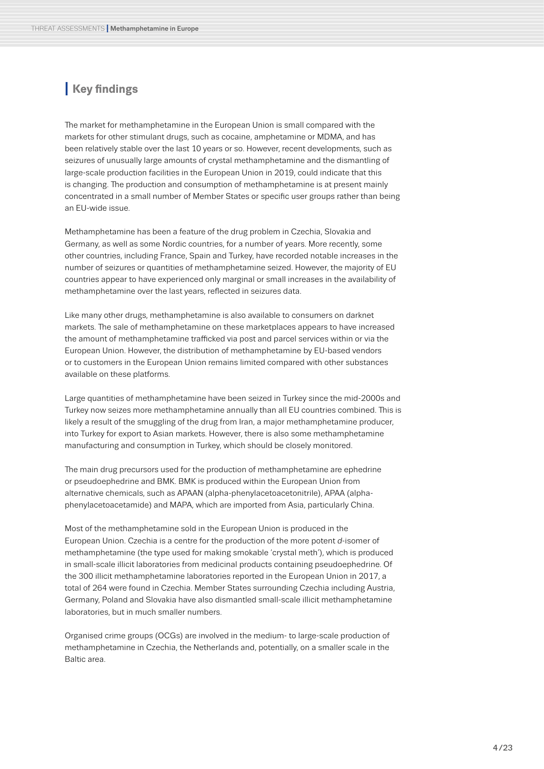## Key findings

The market for methamphetamine in the European Union is small compared with the markets for other stimulant drugs, such as cocaine, amphetamine or MDMA, and has been relatively stable over the last 10 years or so. However, recent developments, such as seizures of unusually large amounts of crystal methamphetamine and the dismantling of large-scale production facilities in the European Union in 2019, could indicate that this is changing. The production and consumption of methamphetamine is at present mainly concentrated in a small number of Member States or specific user groups rather than being an EU-wide issue.

Methamphetamine has been a feature of the drug problem in Czechia, Slovakia and Germany, as well as some Nordic countries, for a number of years. More recently, some other countries, including France, Spain and Turkey, have recorded notable increases in the number of seizures or quantities of methamphetamine seized. However, the majority of EU countries appear to have experienced only marginal or small increases in the availability of methamphetamine over the last years, reflected in seizures data.

Like many other drugs, methamphetamine is also available to consumers on darknet markets. The sale of methamphetamine on these marketplaces appears to have increased the amount of methamphetamine trafficked via post and parcel services within or via the European Union. However, the distribution of methamphetamine by EU-based vendors or to customers in the European Union remains limited compared with other substances available on these platforms.

Large quantities of methamphetamine have been seized in Turkey since the mid-2000s and Turkey now seizes more methamphetamine annually than all EU countries combined. This is likely a result of the smuggling of the drug from Iran, a major methamphetamine producer, into Turkey for export to Asian markets. However, there is also some methamphetamine manufacturing and consumption in Turkey, which should be closely monitored.

The main drug precursors used for the production of methamphetamine are ephedrine or pseudoephedrine and BMK. BMK is produced within the European Union from alternative chemicals, such as APAAN (alpha-phenylacetoacetonitrile), APAA (alpha-phenylacetoacetamide) and MAPA, which are imported from Asia, particularly China.

Most of the methamphetamine sold in the European Union is produced in the European Union. Czechia is a centre for the production of the more potent *d*-isomer of methamphetamine (the type used for making smokable 'crystal meth'), which is produced in small-scale illicit laboratories from medicinal products containing pseudoephedrine. Of the 300 illicit methamphetamine laboratories reported in the European Union in 2017, a total of 264 were found in Czechia. Member States surrounding Czechia including Austria, Germany, Poland and Slovakia have also dismantled small-scale illicit methamphetamine laboratories, but in much smaller numbers.

Organised crime groups (OCGs) are involved in the medium- to large-scale production of methamphetamine in Czechia, the Netherlands and, potentially, on a smaller scale in the Baltic area.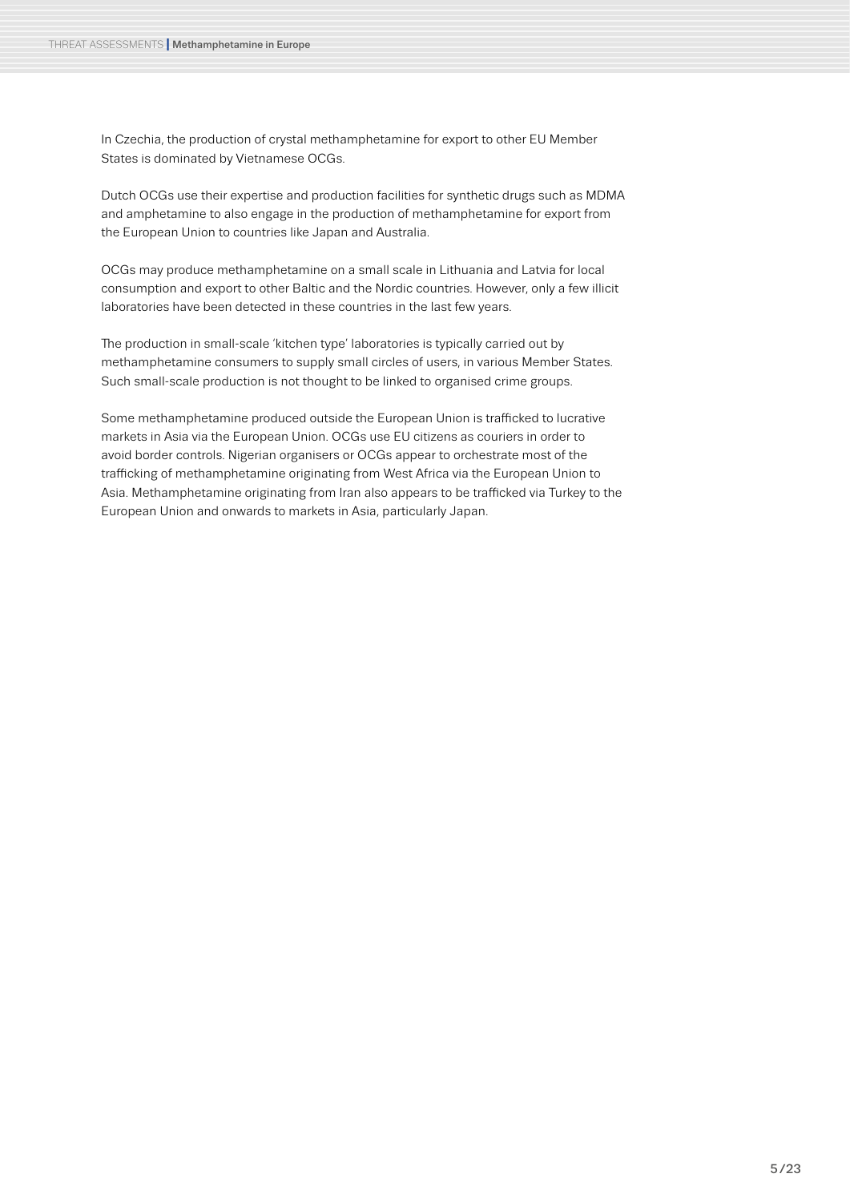In Czechia, the production of crystal methamphetamine for export to other EU Member States is dominated by Vietnamese OCGs.

Dutch OCGs use their expertise and production facilities for synthetic drugs such as MDMA and amphetamine to also engage in the production of methamphetamine for export from the European Union to countries like Japan and Australia.

OCGs may produce methamphetamine on a small scale in Lithuania and Latvia for local consumption and export to other Baltic and the Nordic countries. However, only a few illicit laboratories have been detected in these countries in the last few years.

The production in small-scale 'kitchen type' laboratories is typically carried out by methamphetamine consumers to supply small circles of users, in various Member States. Such small-scale production is not thought to be linked to organised crime groups.

Some methamphetamine produced outside the European Union is trafficked to lucrative markets in Asia via the European Union. OCGs use EU citizens as couriers in order to avoid border controls. Nigerian organisers or OCGs appear to orchestrate most of the trafficking of methamphetamine originating from West Africa via the European Union to Asia. Methamphetamine originating from Iran also appears to be trafficked via Turkey to the European Union and onwards to markets in Asia, particularly Japan.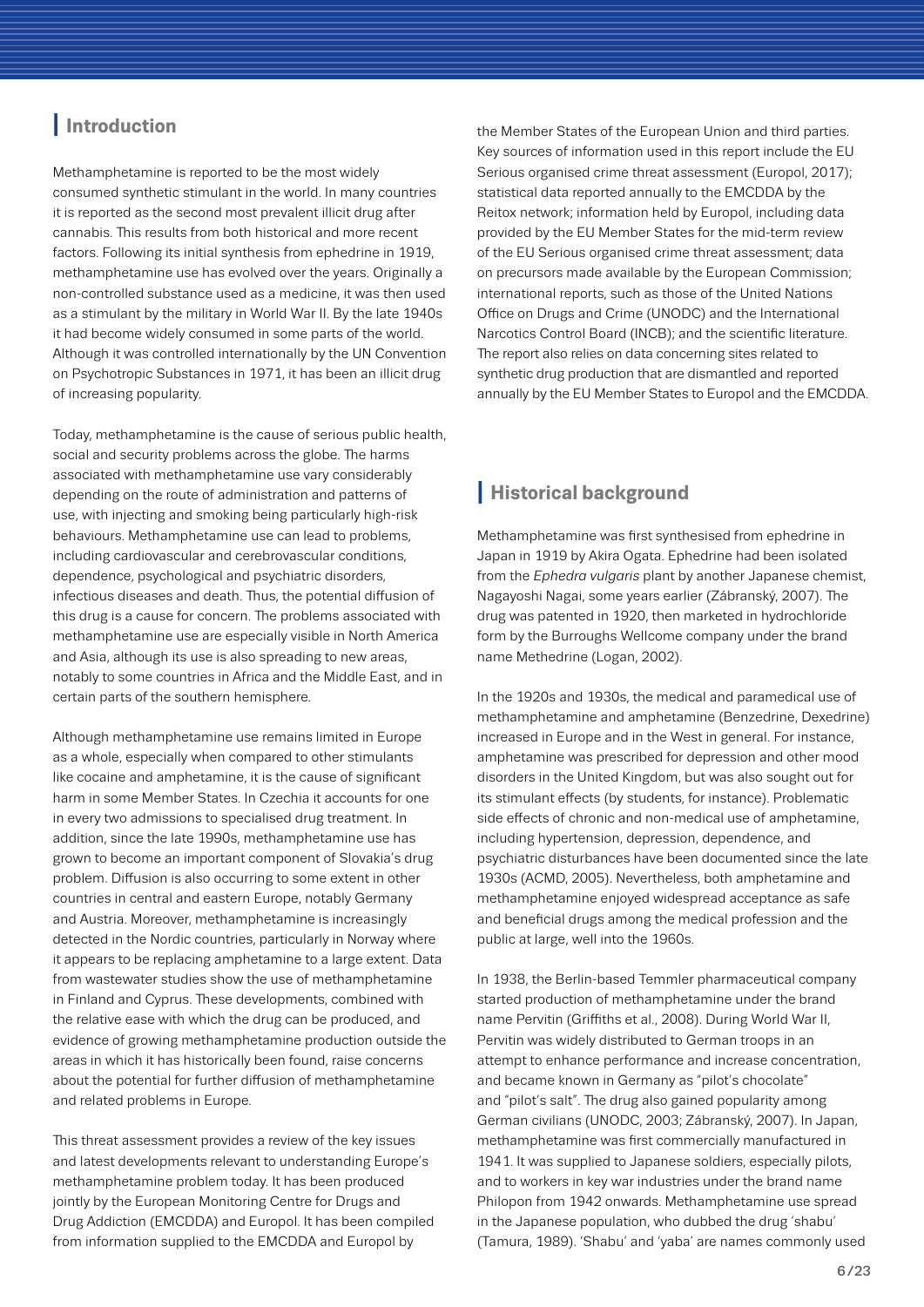## Introduction

Methamphetamine is reported to be the most widely consumed synthetic stimulant in the world. In many countries it is reported as the second most prevalent illicit drug after cannabis. This results from both historical and more recent factors. Following its initial synthesis from ephedrine in 1919, methamphetamine use has evolved over the years. Originally a non-controlled substance used as a medicine, it was then used as a stimulant by the military in World War II. By the late 1940s it had become widely consumed in some parts of the world. Although it was controlled internationally by the UN Convention on Psychotropic Substances in 1971, it has been an illicit drug of increasing popularity.

Today, methamphetamine is the cause of serious public health, social and security problems across the globe. The harms associated with methamphetamine use vary considerably depending on the route of administration and patterns of use, with injecting and smoking being particularly high-risk behaviours. Methamphetamine use can lead to problems, including cardiovascular and cerebrovascular conditions, dependence, psychological and psychiatric disorders, infectious diseases and death. Thus, the potential diffusion of this drug is a cause for concern. The problems associated with methamphetamine use are especially visible in North America and Asia, although its use is also spreading to new areas, notably to some countries in Africa and the Middle East, and in certain parts of the southern hemisphere.

Although methamphetamine use remains limited in Europe as a whole, especially when compared to other stimulants like cocaine and amphetamine, it is the cause of significant harm in some Member States. In Czechia it accounts for one in every two admissions to specialised drug treatment. In addition, since the late 1990s, methamphetamine use has grown to become an important component of Slovakia's drug problem. Diffusion is also occurring to some extent in other countries in central and eastern Europe, notably Germany and Austria. Moreover, methamphetamine is increasingly detected in the Nordic countries, particularly in Norway where it appears to be replacing amphetamine to a large extent. Data from wastewater studies show the use of methamphetamine in Finland and Cyprus. These developments, combined with the relative ease with which the drug can be produced, and evidence of growing methamphetamine production outside the areas in which it has historically been found, raise concerns about the potential for further diffusion of methamphetamine and related problems in Europe.

This threat assessment provides a review of the key issues and latest developments relevant to understanding Europe's methamphetamine problem today. It has been produced jointly by the European Monitoring Centre for Drugs and Drug Addiction (EMCDDA) and Europol. It has been compiled from information supplied to the EMCDDA and Europol by the Member States of the European Union and third parties. Key sources of information used in this report include the EU Serious organised crime threat assessment (Europol, 2017); statistical data reported annually to the EMCDDA by the Reitox network; information held by Europol, including data provided by the EU Member States for the mid-term review of the EU Serious organised crime threat assessment; data on precursors made available by the European Commission; international reports, such as those of the United Nations Office on Drugs and Crime (UNODC) and the International Narcotics Control Board (INCB); and the scientific literature. The report also relies on data concerning sites related to synthetic drug production that are dismantled and reported annually by the EU Member States to Europol and the EMCDDA.

## Historical background

Methamphetamine was first synthesised from ephedrine in Japan in 1919 by Akira Ogata. Ephedrine had been isolated from the *Ephedra vulgaris* plant by another Japanese chemist, Nagayoshi Nagai, some years earlier (Zábranský, 2007). The drug was patented in 1920, then marketed in hydrochloride form by the Burroughs Wellcome company under the brand name Methedrine (Logan, 2002).

In the 1920s and 1930s, the medical and paramedical use of methamphetamine and amphetamine (Benzedrine, Dexedrine) increased in Europe and in the West in general. For instance, amphetamine was prescribed for depression and other mood disorders in the United Kingdom, but was also sought out for its stimulant effects (by students, for instance). Problematic side effects of chronic and non-medical use of amphetamine, including hypertension, depression, dependence, and psychiatric disturbances have been documented since the late 1930s (ACMD, 2005). Nevertheless, both amphetamine and methamphetamine enjoyed widespread acceptance as safe and beneficial drugs among the medical profession and the public at large, well into the 1960s.

In 1938, the Berlin-based Temmler pharmaceutical company started production of methamphetamine under the brand name Pervitin (Griffiths et al., 2008). During World War II, Pervitin was widely distributed to German troops in an attempt to enhance performance and increase concentration, and became known in Germany as "pilot's chocolate" and "pilot's salt". The drug also gained popularity among German civilians (UNODC, 2003; Zábranský, 2007). In Japan, methamphetamine was first commercially manufactured in 1941. It was supplied to Japanese soldiers, especially pilots, and to workers in key war industries under the brand name Philopon from 1942 onwards. Methamphetamine use spread in the Japanese population, who dubbed the drug 'shabu' (Tamura, 1989). 'Shabu' and 'yaba' are names commonly used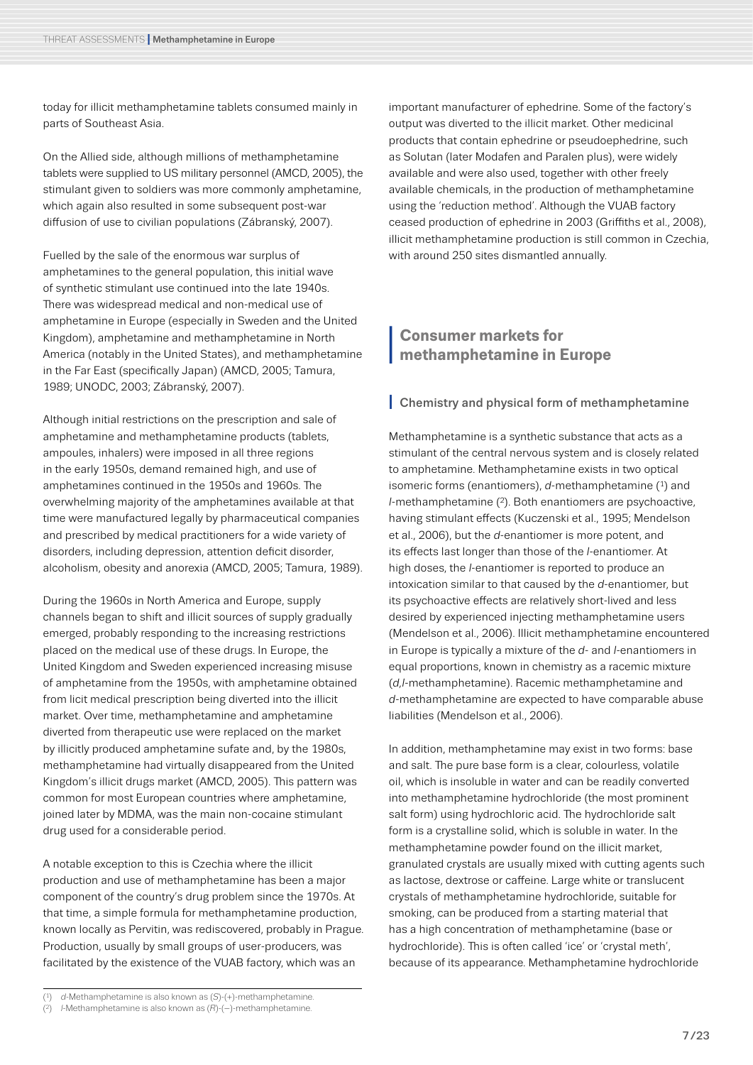today for illicit methamphetamine tablets consumed mainly in parts of Southeast Asia.

On the Allied side, although millions of methamphetamine tablets were supplied to US military personnel (AMCD, 2005), the stimulant given to soldiers was more commonly amphetamine, which again also resulted in some subsequent post-war diffusion of use to civilian populations (Zábranský, 2007).

Fuelled by the sale of the enormous war surplus of amphetamines to the general population, this initial wave of synthetic stimulant use continued into the late 1940s. There was widespread medical and non-medical use of amphetamine in Europe (especially in Sweden and the United Kingdom), amphetamine and methamphetamine in North America (notably in the United States), and methamphetamine in the Far East (specifically Japan) (AMCD, 2005; Tamura, 1989; UNODC, 2003; Zábranský, 2007).

Although initial restrictions on the prescription and sale of amphetamine and methamphetamine products (tablets, ampoules, inhalers) were imposed in all three regions in the early 1950s, demand remained high, and use of amphetamines continued in the 1950s and 1960s. The overwhelming majority of the amphetamines available at that time were manufactured legally by pharmaceutical companies and prescribed by medical practitioners for a wide variety of disorders, including depression, attention deficit disorder, alcoholism, obesity and anorexia (AMCD, 2005; Tamura, 1989).

During the 1960s in North America and Europe, supply channels began to shift and illicit sources of supply gradually emerged, probably responding to the increasing restrictions placed on the medical use of these drugs. In Europe, the United Kingdom and Sweden experienced increasing misuse of amphetamine from the 1950s, with amphetamine obtained from licit medical prescription being diverted into the illicit market. Over time, methamphetamine and amphetamine diverted from therapeutic use were replaced on the market by illicitly produced amphetamine sufate and, by the 1980s, methamphetamine had virtually disappeared from the United Kingdom's illicit drugs market (AMCD, 2005). This pattern was common for most European countries where amphetamine, joined later by MDMA, was the main non-cocaine stimulant drug used for a considerable period.

A notable exception to this is Czechia where the illicit production and use of methamphetamine has been a major component of the country's drug problem since the 1970s. At that time, a simple formula for methamphetamine production, known locally as Pervitin, was rediscovered, probably in Prague. Production, usually by small groups of user-producers, was facilitated by the existence of the VUAB factory, which was an important manufacturer of ephedrine. Some of the factory's output was diverted to the illicit market. Other medicinal products that contain ephedrine or pseudoephedrine, such as Solutan (later Modafen and Paralen plus), were widely available and were also used, together with other freely available chemicals, in the production of methamphetamine using the 'reduction method'. Although the VUAB factory ceased production of ephedrine in 2003 (Griffiths et al., 2008), illicit methamphetamine production is still common in Czechia, with around 250 sites dismantled annually.

## Consumer markets for methamphetamine in Europe

### Chemistry and physical form of methamphetamine

Methamphetamine is a synthetic substance that acts as a stimulant of the central nervous system and is closely related to amphetamine. Methamphetamine exists in two optical isomeric forms (enantiomers), *d*-methamphetamine ([1]) and *l*-methamphetamine ([2]). Both enantiomers are psychoactive, having stimulant effects (Kuczenski et al., 1995; Mendelson et al., 2006), but the *d*-enantiomer is more potent, and its effects last longer than those of the *l*-enantiomer. At high doses, the *l*-enantiomer is reported to produce an intoxication similar to that caused by the *d*-enantiomer, but its psychoactive effects are relatively short-lived and less desired by experienced injecting methamphetamine users (Mendelson et al., 2006). Illicit methamphetamine encountered in Europe is typically a mixture of the *d*- and *l*-enantiomers in equal proportions, known in chemistry as a racemic mixture (*d,l*-methamphetamine). Racemic methamphetamine and *d*-methamphetamine are expected to have comparable abuse liabilities (Mendelson et al., 2006).

In addition, methamphetamine may exist in two forms: base and salt. The pure base form is a clear, colourless, volatile oil, which is insoluble in water and can be readily converted into methamphetamine hydrochloride (the most prominent salt form) using hydrochloric acid. The hydrochloride salt form is a crystalline solid, which is soluble in water. In the methamphetamine powder found on the illicit market, granulated crystals are usually mixed with cutting agents such as lactose, dextrose or caffeine. Large white or translucent crystals of methamphetamine hydrochloride, suitable for smoking, can be produced from a starting material that has a high concentration of methamphetamine (base or hydrochloride). This is often called 'ice' or 'crystal meth', because of its appearance. Methamphetamine hydrochloride

---

([1]) *d*-Methamphetamine is also known as (*S*)-(+)-methamphetamine.

([2]) *l*-Methamphetamine is also known as (*R*)-(−)-methamphetamine.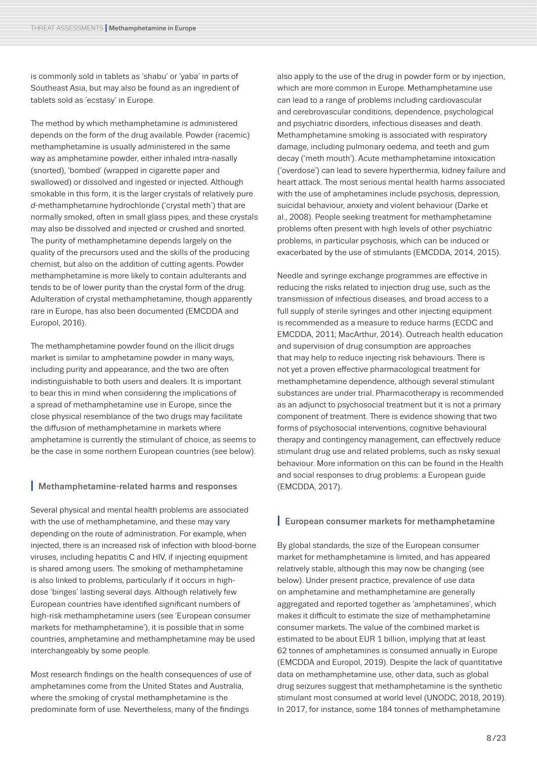is commonly sold in tablets as 'shabu' or 'yaba' in parts of Southeast Asia, but may also be found as an ingredient of tablets sold as 'ecstasy' in Europe.

The method by which methamphetamine is administered depends on the form of the drug available. Powder (racemic) methamphetamine is usually administered in the same way as amphetamine powder, either inhaled intra-nasally (snorted), 'bombed' (wrapped in cigarette paper and swallowed) or dissolved and ingested or injected. Although smokable in this form, it is the larger crystals of relatively pure *d*-methamphetamine hydrochloride ('crystal meth') that are normally smoked, often in small glass pipes, and these crystals may also be dissolved and injected or crushed and snorted. The purity of methamphetamine depends largely on the quality of the precursors used and the skills of the producing chemist, but also on the addition of cutting agents. Powder methamphetamine is more likely to contain adulterants and tends to be of lower purity than the crystal form of the drug. Adulteration of crystal methamphetamine, though apparently rare in Europe, has also been documented (EMCDDA and Europol, 2016).

The methamphetamine powder found on the illicit drugs market is similar to amphetamine powder in many ways, including purity and appearance, and the two are often indistinguishable to both users and dealers. It is important to bear this in mind when considering the implications of a spread of methamphetamine use in Europe, since the close physical resemblance of the two drugs may facilitate the diffusion of methamphetamine in markets where amphetamine is currently the stimulant of choice, as seems to be the case in some northern European countries (see below).

## Methamphetamine-related harms and responses

Several physical and mental health problems are associated with the use of methamphetamine, and these may vary depending on the route of administration. For example, when injected, there is an increased risk of infection with blood-borne viruses, including hepatitis C and HIV, if injecting equipment is shared among users. The smoking of methamphetamine is also linked to problems, particularly if it occurs in high-dose 'binges' lasting several days. Although relatively few European countries have identified significant numbers of high-risk methamphetamine users (see 'European consumer markets for methamphetamine'), it is possible that in some countries, amphetamine and methamphetamine may be used interchangeably by some people.

Most research findings on the health consequences of use of amphetamines come from the United States and Australia, where the smoking of crystal methamphetamine is the predominate form of use. Nevertheless, many of the findings also apply to the use of the drug in powder form or by injection, which are more common in Europe. Methamphetamine use can lead to a range of problems including cardiovascular and cerebrovascular conditions, dependence, psychological and psychiatric disorders, infectious diseases and death. Methamphetamine smoking is associated with respiratory damage, including pulmonary oedema, and teeth and gum decay ('meth mouth'). Acute methamphetamine intoxication ('overdose') can lead to severe hyperthermia, kidney failure and heart attack. The most serious mental health harms associated with the use of amphetamines include psychosis, depression, suicidal behaviour, anxiety and violent behaviour (Darke et al., 2008). People seeking treatment for methamphetamine problems often present with high levels of other psychiatric problems, in particular psychosis, which can be induced or exacerbated by the use of stimulants (EMCDDA, 2014, 2015).

Needle and syringe exchange programmes are effective in reducing the risks related to injection drug use, such as the transmission of infectious diseases, and broad access to a full supply of sterile syringes and other injecting equipment is recommended as a measure to reduce harms (ECDC and EMCDDA, 2011; MacArthur, 2014). Outreach health education and supervision of drug consumption are approaches that may help to reduce injecting risk behaviours. There is not yet a proven effective pharmacological treatment for methamphetamine dependence, although several stimulant substances are under trial. Pharmacotherapy is recommended as an adjunct to psychosocial treatment but it is not a primary component of treatment. There is evidence showing that two forms of psychosocial interventions, cognitive behavioural therapy and contingency management, can effectively reduce stimulant drug use and related problems, such as risky sexual behaviour. More information on this can be found in the Health and social responses to drug problems: a European guide (EMCDDA, 2017).

## European consumer markets for methamphetamine

By global standards, the size of the European consumer market for methamphetamine is limited, and has appeared relatively stable, although this may now be changing (see below). Under present practice, prevalence of use data on amphetamine and methamphetamine are generally aggregated and reported together as 'amphetamines', which makes it difficult to estimate the size of methamphetamine consumer markets. The value of the combined market is estimated to be about EUR 1 billion, implying that at least 62 tonnes of amphetamines is consumed annually in Europe (EMCDDA and Europol, 2019). Despite the lack of quantitative data on methamphetamine use, other data, such as global drug seizures suggest that methamphetamine is the synthetic stimulant most consumed at world level (UNODC, 2018, 2019). In 2017, for instance, some 184 tonnes of methamphetamine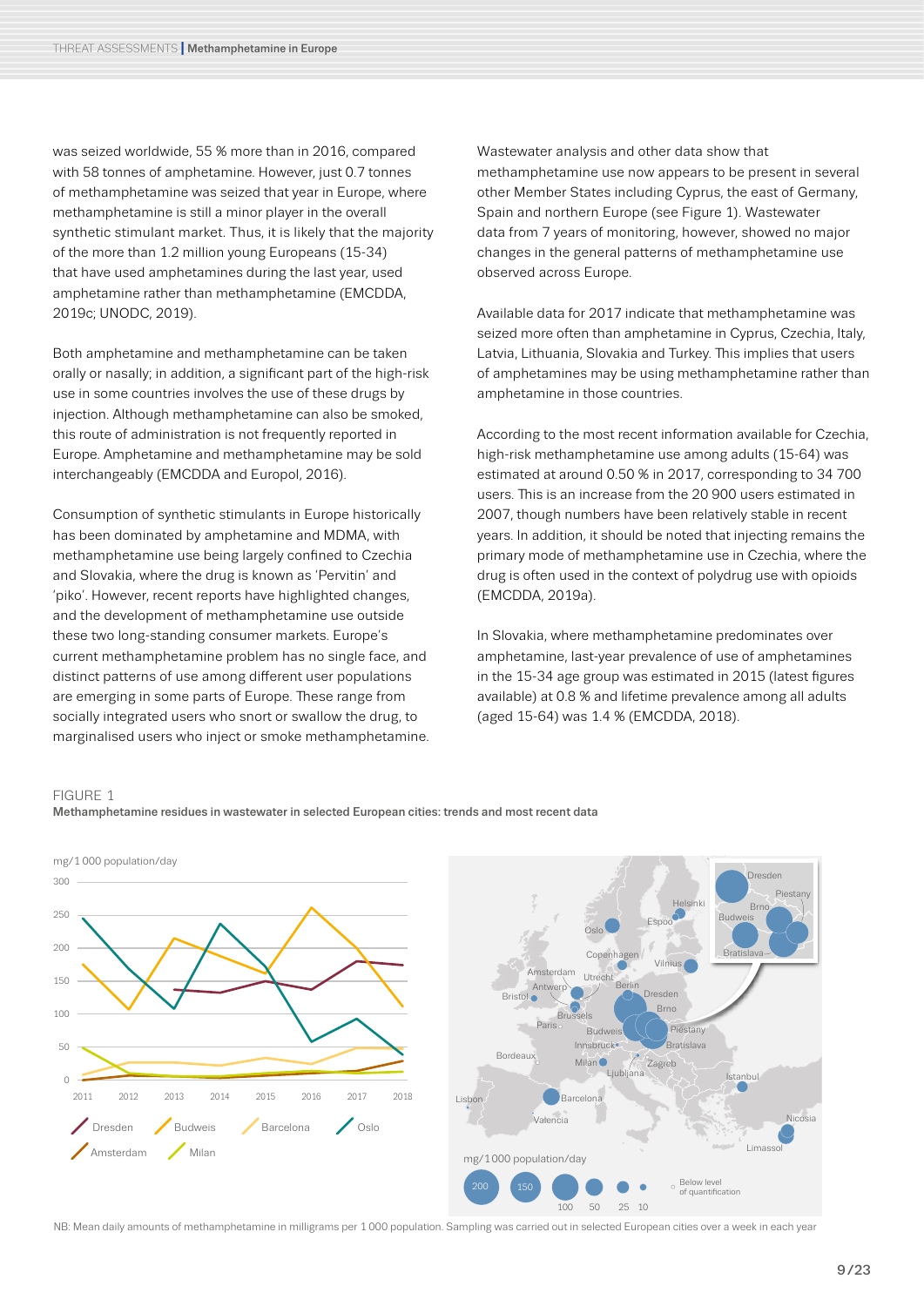was seized worldwide, 55 % more than in 2016, compared with 58 tonnes of amphetamine. However, just 0.7 tonnes of methamphetamine was seized that year in Europe, where methamphetamine is still a minor player in the overall synthetic stimulant market. Thus, it is likely that the majority of the more than 1.2 million young Europeans (15-34) that have used amphetamines during the last year, used amphetamine rather than methamphetamine (EMCDDA, 2019c; UNODC, 2019).

Both amphetamine and methamphetamine can be taken orally or nasally; in addition, a significant part of the high-risk use in some countries involves the use of these drugs by injection. Although methamphetamine can also be smoked, this route of administration is not frequently reported in Europe. Amphetamine and methamphetamine may be sold interchangeably (EMCDDA and Europol, 2016).

Consumption of synthetic stimulants in Europe historically has been dominated by amphetamine and MDMA, with methamphetamine use being largely confined to Czechia and Slovakia, where the drug is known as 'Pervitin' and 'piko'. However, recent reports have highlighted changes, and the development of methamphetamine use outside these two long-standing consumer markets. Europe's current methamphetamine problem has no single face, and distinct patterns of use among different user populations are emerging in some parts of Europe. These range from socially integrated users who snort or swallow the drug, to marginalised users who inject or smoke methamphetamine.

Wastewater analysis and other data show that methamphetamine use now appears to be present in several other Member States including Cyprus, the east of Germany, Spain and northern Europe (see Figure 1). Wastewater data from 7 years of monitoring, however, showed no major changes in the general patterns of methamphetamine use observed across Europe.

Available data for 2017 indicate that methamphetamine was seized more often than amphetamine in Cyprus, Czechia, Italy, Latvia, Lithuania, Slovakia and Turkey. This implies that users of amphetamines may be using methamphetamine rather than amphetamine in those countries.

According to the most recent information available for Czechia, high-risk methamphetamine use among adults (15-64) was estimated at around 0.50 % in 2017, corresponding to 34 700 users. This is an increase from the 20 900 users estimated in 2007, though numbers have been relatively stable in recent years. In addition, it should be noted that injecting remains the primary mode of methamphetamine use in Czechia, where the drug is often used in the context of polydrug use with opioids (EMCDDA, 2019a).

In Slovakia, where methamphetamine predominates over amphetamine, last-year prevalence of use of amphetamines in the 15-34 age group was estimated in 2015 (latest figures available) at 0.8 % and lifetime prevalence among all adults (aged 15-64) was 1.4 % (EMCDDA, 2018).

FIGURE 1

**Methamphetamine residues in wastewater in selected European cities: trends and most recent data**

NB: Mean daily amounts of methamphetamine in milligrams per 1 000 population. Sampling was carried out in selected European cities over a week in each year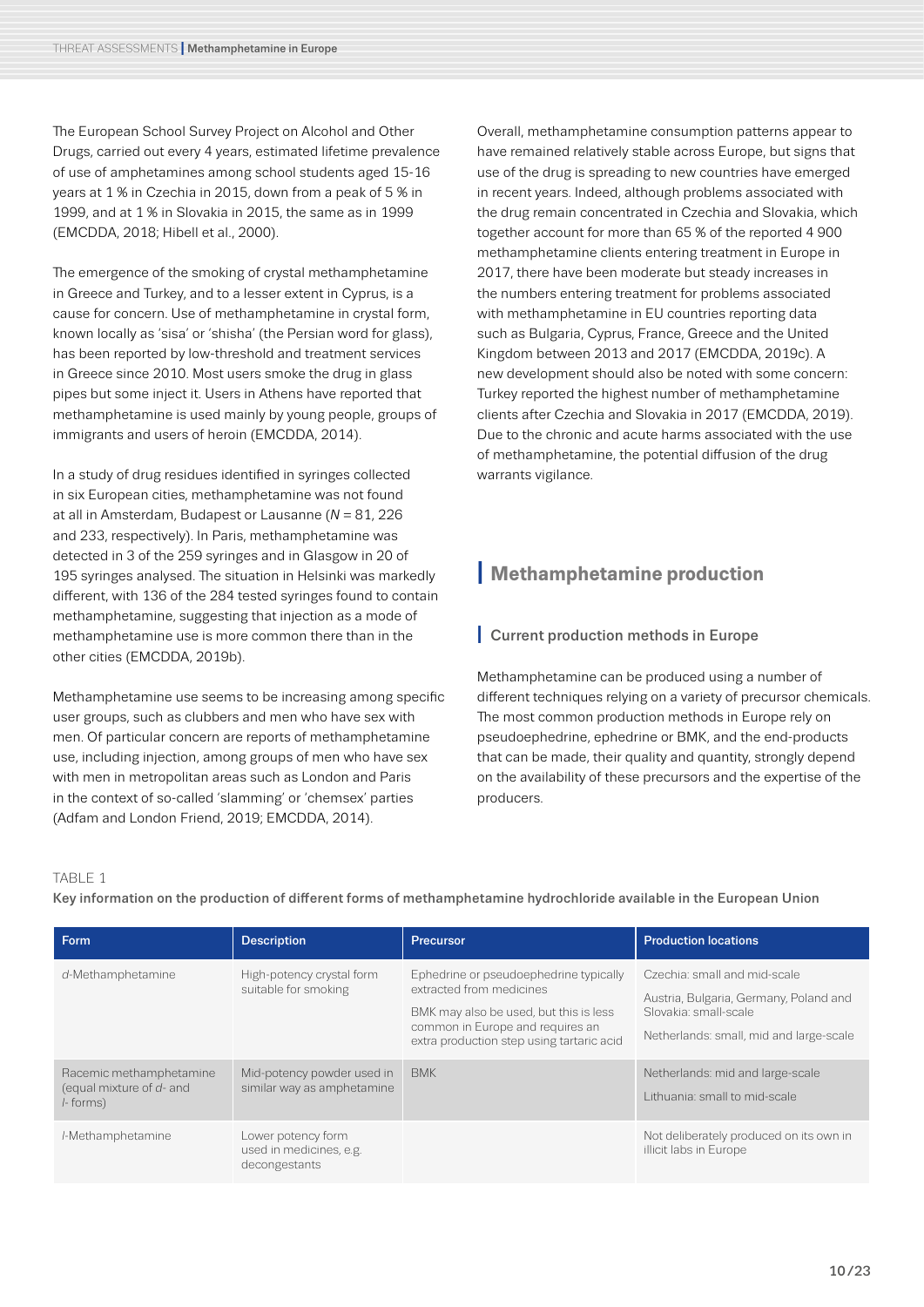The European School Survey Project on Alcohol and Other Drugs, carried out every 4 years, estimated lifetime prevalence of use of amphetamines among school students aged 15-16 years at 1 % in Czechia in 2015, down from a peak of 5 % in 1999, and at 1 % in Slovakia in 2015, the same as in 1999 (EMCDDA, 2018; Hibell et al., 2000).

The emergence of the smoking of crystal methamphetamine in Greece and Turkey, and to a lesser extent in Cyprus, is a cause for concern. Use of methamphetamine in crystal form, known locally as 'sisa' or 'shisha' (the Persian word for glass), has been reported by low-threshold and treatment services in Greece since 2010. Most users smoke the drug in glass pipes but some inject it. Users in Athens have reported that methamphetamine is used mainly by young people, groups of immigrants and users of heroin (EMCDDA, 2014).

In a study of drug residues identified in syringes collected in six European cities, methamphetamine was not found at all in Amsterdam, Budapest or Lausanne (*N* = 81, 226 and 233, respectively). In Paris, methamphetamine was detected in 3 of the 259 syringes and in Glasgow in 20 of 195 syringes analysed. The situation in Helsinki was markedly different, with 136 of the 284 tested syringes found to contain methamphetamine, suggesting that injection as a mode of methamphetamine use is more common there than in the other cities (EMCDDA, 2019b).

Methamphetamine use seems to be increasing among specific user groups, such as clubbers and men who have sex with men. Of particular concern are reports of methamphetamine use, including injection, among groups of men who have sex with men in metropolitan areas such as London and Paris in the context of so-called 'slamming' or 'chemsex' parties (Adfam and London Friend, 2019; EMCDDA, 2014).

Overall, methamphetamine consumption patterns appear to have remained relatively stable across Europe, but signs that use of the drug is spreading to new countries have emerged in recent years. Indeed, although problems associated with the drug remain concentrated in Czechia and Slovakia, which together account for more than 65 % of the reported 4 900 methamphetamine clients entering treatment in Europe in 2017, there have been moderate but steady increases in the numbers entering treatment for problems associated with methamphetamine in EU countries reporting data such as Bulgaria, Cyprus, France, Greece and the United Kingdom between 2013 and 2017 (EMCDDA, 2019c). A new development should also be noted with some concern: Turkey reported the highest number of methamphetamine clients after Czechia and Slovakia in 2017 (EMCDDA, 2019). Due to the chronic and acute harms associated with the use of methamphetamine, the potential diffusion of the drug warrants vigilance.

## Methamphetamine production

### Current production methods in Europe

Methamphetamine can be produced using a number of different techniques relying on a variety of precursor chemicals. The most common production methods in Europe rely on pseudoephedrine, ephedrine or BMK, and the end-products that can be made, their quality and quantity, strongly depend on the availability of these precursors and the expertise of the producers.

TABLE 1

**Key information on the production of different forms of methamphetamine hydrochloride available in the European Union**

| Form | Description | Precursor | Production locations |
|---|---|---|---|
| *d*-Methamphetamine | High-potency crystal form suitable for smoking | Ephedrine or pseudoephedrine typically extracted from medicines<br>BMK may also be used, but this is less common in Europe and requires an extra production step using tartaric acid | Czechia: small and mid-scale<br>Austria, Bulgaria, Germany, Poland and Slovakia: small-scale<br>Netherlands: small, mid and large-scale |
| Racemic methamphetamine (equal mixture of *d*- and *l*- forms) | Mid-potency powder used in similar way as amphetamine | BMK | Netherlands: mid and large-scale<br>Lithuania: small to mid-scale |
| *l*-Methamphetamine | Lower potency form used in medicines, e.g. decongestants | | Not deliberately produced on its own in illicit labs in Europe |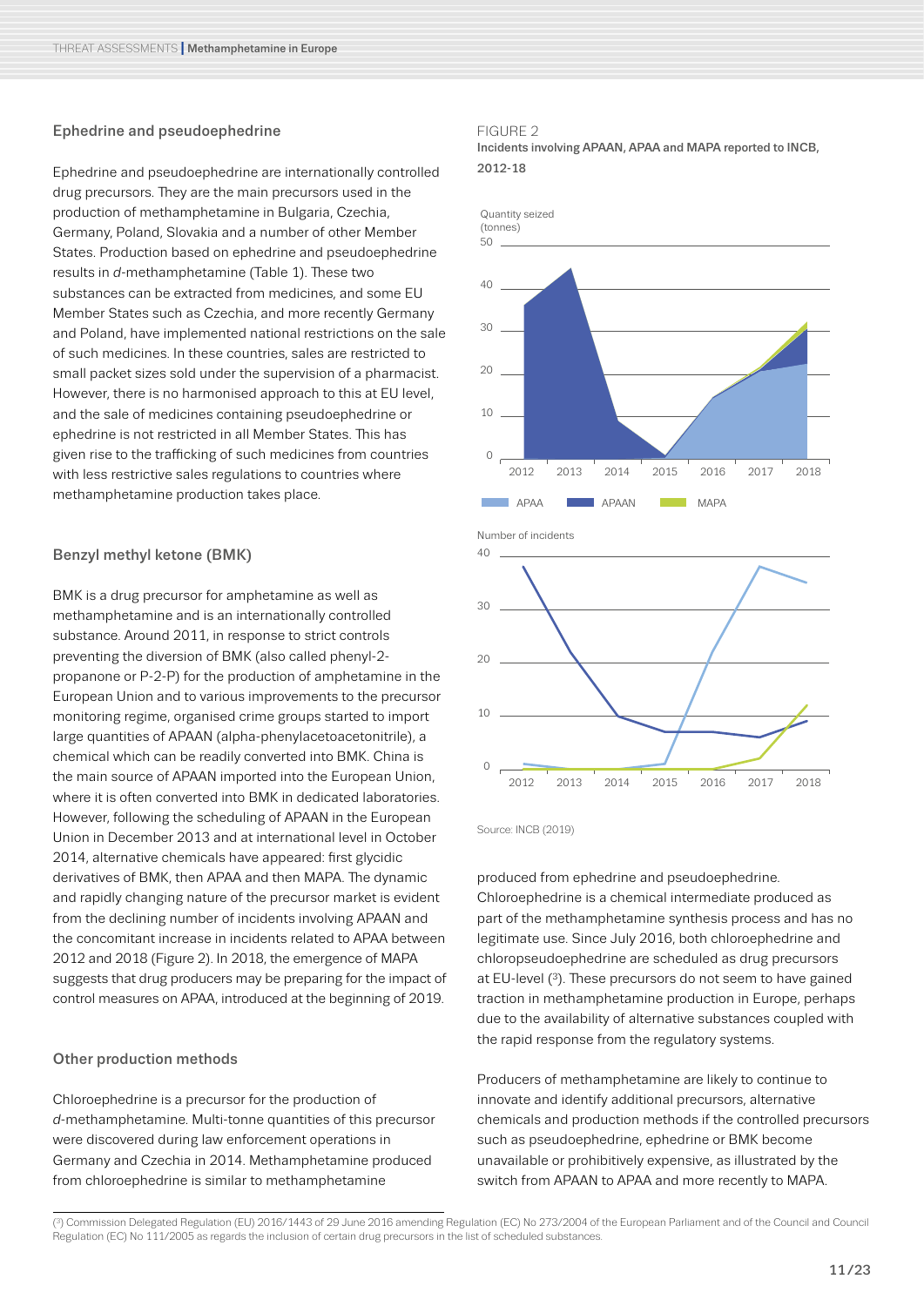## Ephedrine and pseudoephedrine

Ephedrine and pseudoephedrine are internationally controlled drug precursors. They are the main precursors used in the production of methamphetamine in Bulgaria, Czechia, Germany, Poland, Slovakia and a number of other Member States. Production based on ephedrine and pseudoephedrine results in *d*-methamphetamine (Table 1). These two substances can be extracted from medicines, and some EU Member States such as Czechia, and more recently Germany and Poland, have implemented national restrictions on the sale of such medicines. In these countries, sales are restricted to small packet sizes sold under the supervision of a pharmacist. However, there is no harmonised approach to this at EU level, and the sale of medicines containing pseudoephedrine or ephedrine is not restricted in all Member States. This has given rise to the trafficking of such medicines from countries with less restrictive sales regulations to countries where methamphetamine production takes place.

## Benzyl methyl ketone (BMK)

BMK is a drug precursor for amphetamine as well as methamphetamine and is an internationally controlled substance. Around 2011, in response to strict controls preventing the diversion of BMK (also called phenyl-2-propanone or P-2-P) for the production of amphetamine in the European Union and to various improvements to the precursor monitoring regime, organised crime groups started to import large quantities of APAAN (alpha-phenylacetoacetonitrile), a chemical which can be readily converted into BMK. China is the main source of APAAN imported into the European Union, where it is often converted into BMK in dedicated laboratories. However, following the scheduling of APAAN in the European Union in December 2013 and at international level in October 2014, alternative chemicals have appeared: first glycidic derivatives of BMK, then APAA and then MAPA. The dynamic and rapidly changing nature of the precursor market is evident from the declining number of incidents involving APAAN and the concomitant increase in incidents related to APAA between 2012 and 2018 (Figure 2). In 2018, the emergence of MAPA suggests that drug producers may be preparing for the impact of control measures on APAA, introduced at the beginning of 2019.

FIGURE 2
**Incidents involving APAAN, APAA and MAPA reported to INCB, 2012-18**

Source: INCB (2019)

## Other production methods

Chloroephedrine is a precursor for the production of *d*-methamphetamine. Multi-tonne quantities of this precursor were discovered during law enforcement operations in Germany and Czechia in 2014. Methamphetamine produced from chloroephedrine is similar to methamphetamine produced from ephedrine and pseudoephedrine. Chloroephedrine is a chemical intermediate produced as part of the methamphetamine synthesis process and has no legitimate use. Since July 2016, both chloroephedrine and chloropseudoephedrine are scheduled as drug precursors at EU-level ([3]). These precursors do not seem to have gained traction in methamphetamine production in Europe, perhaps due to the availability of alternative substances coupled with the rapid response from the regulatory systems.

Producers of methamphetamine are likely to continue to innovate and identify additional precursors, alternative chemicals and production methods if the controlled precursors such as pseudoephedrine, ephedrine or BMK become unavailable or prohibitively expensive, as illustrated by the switch from APAAN to APAA and more recently to MAPA.

([3]) Commission Delegated Regulation (EU) 2016/1443 of 29 June 2016 amending Regulation (EC) No 273/2004 of the European Parliament and of the Council and Council Regulation (EC) No 111/2005 as regards the inclusion of certain drug precursors in the list of scheduled substances.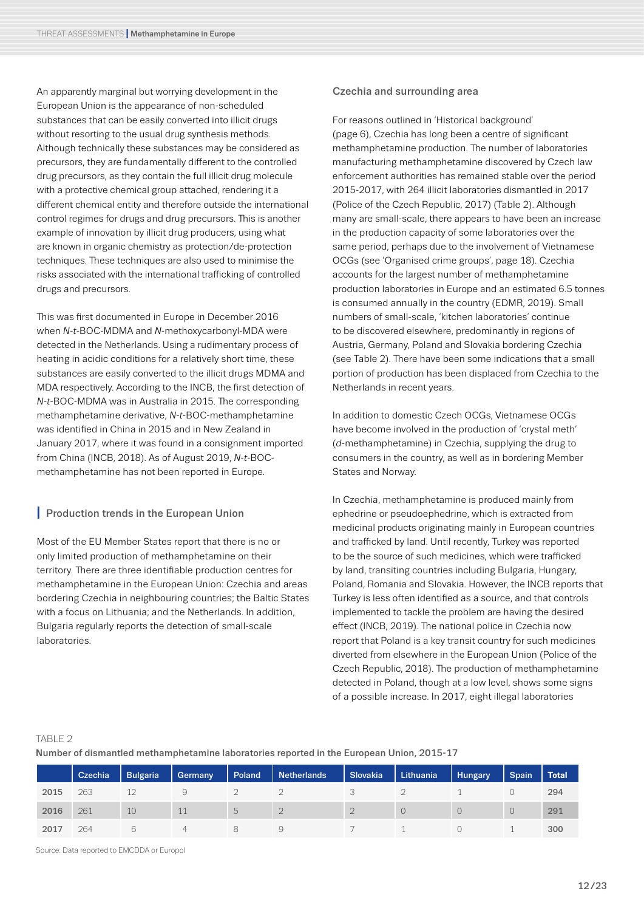An apparently marginal but worrying development in the European Union is the appearance of non-scheduled substances that can be easily converted into illicit drugs without resorting to the usual drug synthesis methods. Although technically these substances may be considered as precursors, they are fundamentally different to the controlled drug precursors, as they contain the full illicit drug molecule with a protective chemical group attached, rendering it a different chemical entity and therefore outside the international control regimes for drugs and drug precursors. This is another example of innovation by illicit drug producers, using what are known in organic chemistry as protection/de-protection techniques. These techniques are also used to minimise the risks associated with the international trafficking of controlled drugs and precursors.

This was first documented in Europe in December 2016 when *N-t*-BOC-MDMA and *N*-methoxycarbonyl-MDA were detected in the Netherlands. Using a rudimentary process of heating in acidic conditions for a relatively short time, these substances are easily converted to the illicit drugs MDMA and MDA respectively. According to the INCB, the first detection of *N-t*-BOC-MDMA was in Australia in 2015. The corresponding methamphetamine derivative, *N-t*-BOC-methamphetamine was identified in China in 2015 and in New Zealand in January 2017, where it was found in a consignment imported from China (INCB, 2018). As of August 2019, *N-t*-BOC-methamphetamine has not been reported in Europe.

## Production trends in the European Union

Most of the EU Member States report that there is no or only limited production of methamphetamine on their territory. There are three identifiable production centres for methamphetamine in the European Union: Czechia and areas bordering Czechia in neighbouring countries; the Baltic States with a focus on Lithuania; and the Netherlands. In addition, Bulgaria regularly reports the detection of small-scale laboratories.

### Czechia and surrounding area

For reasons outlined in 'Historical background' (page 6), Czechia has long been a centre of significant methamphetamine production. The number of laboratories manufacturing methamphetamine discovered by Czech law enforcement authorities has remained stable over the period 2015-2017, with 264 illicit laboratories dismantled in 2017 (Police of the Czech Republic, 2017) (Table 2). Although many are small-scale, there appears to have been an increase in the production capacity of some laboratories over the same period, perhaps due to the involvement of Vietnamese OCGs (see 'Organised crime groups', page 18). Czechia accounts for the largest number of methamphetamine production laboratories in Europe and an estimated 6.5 tonnes is consumed annually in the country (EDMR, 2019). Small numbers of small-scale, 'kitchen laboratories' continue to be discovered elsewhere, predominantly in regions of Austria, Germany, Poland and Slovakia bordering Czechia (see Table 2). There have been some indications that a small portion of production has been displaced from Czechia to the Netherlands in recent years.

In addition to domestic Czech OCGs, Vietnamese OCGs have become involved in the production of 'crystal meth' (*d*-methamphetamine) in Czechia, supplying the drug to consumers in the country, as well as in bordering Member States and Norway.

In Czechia, methamphetamine is produced mainly from ephedrine or pseudoephedrine, which is extracted from medicinal products originating mainly in European countries and trafficked by land. Until recently, Turkey was reported to be the source of such medicines, which were trafficked by land, transiting countries including Bulgaria, Hungary, Poland, Romania and Slovakia. However, the INCB reports that Turkey is less often identified as a source, and that controls implemented to tackle the problem are having the desired effect (INCB, 2019). The national police in Czechia now report that Poland is a key transit country for such medicines diverted from elsewhere in the European Union (Police of the Czech Republic, 2018). The production of methamphetamine detected in Poland, though at a low level, shows some signs of a possible increase. In 2017, eight illegal laboratories

TABLE 2

**Number of dismantled methamphetamine laboratories reported in the European Union, 2015-17**

| | Czechia | Bulgaria | Germany | Poland | Netherlands | Slovakia | Lithuania | Hungary | Spain | Total |
|---|---|---|---|---|---|---|---|---|---|---|
| 2015 | 263 | 12 | 9 | 2 | 2 | 3 | 2 | 1 | 0 | 294 |
| 2016 | 261 | 10 | 11 | 5 | 2 | 2 | 0 | 0 | 0 | 291 |
| 2017 | 264 | 6 | 4 | 8 | 9 | 7 | 1 | 0 | 1 | 300 |

Source: Data reported to EMCDDA or Europol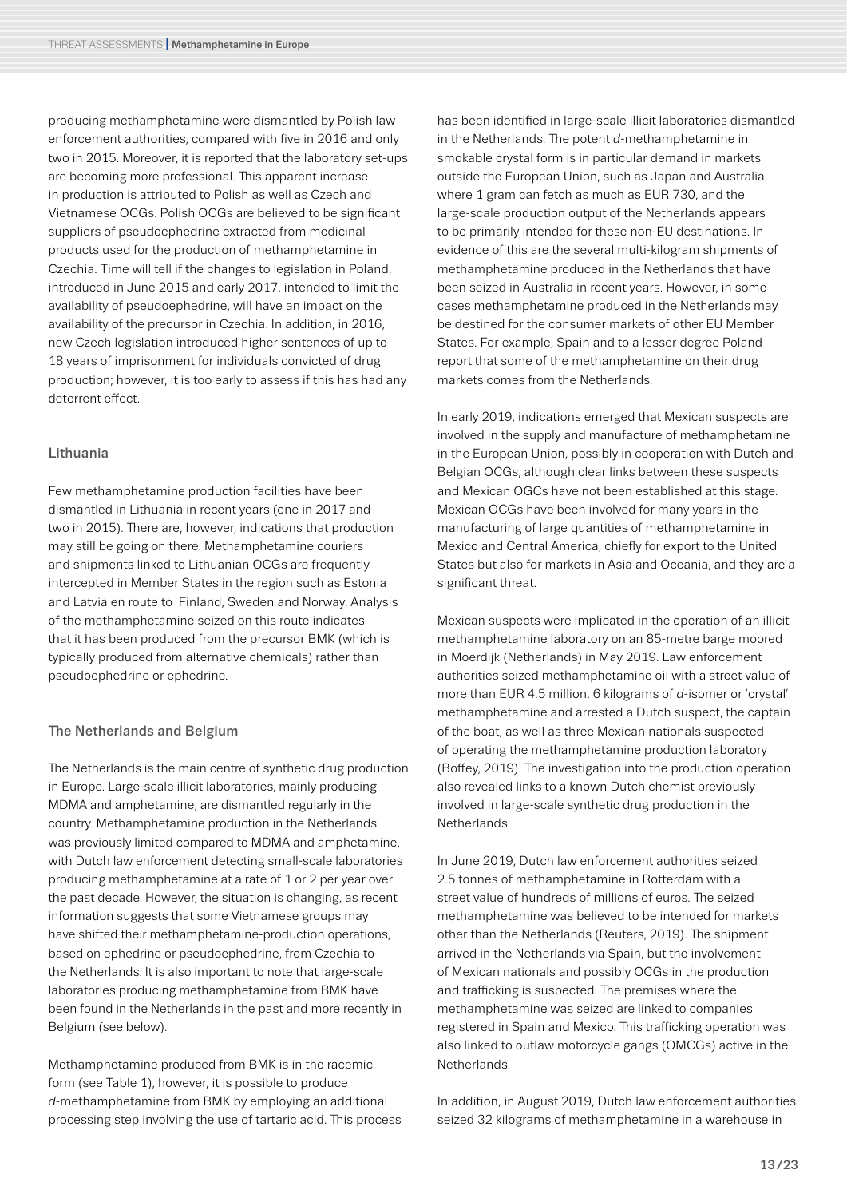producing methamphetamine were dismantled by Polish law enforcement authorities, compared with five in 2016 and only two in 2015. Moreover, it is reported that the laboratory set-ups are becoming more professional. This apparent increase in production is attributed to Polish as well as Czech and Vietnamese OCGs. Polish OCGs are believed to be significant suppliers of pseudoephedrine extracted from medicinal products used for the production of methamphetamine in Czechia. Time will tell if the changes to legislation in Poland, introduced in June 2015 and early 2017, intended to limit the availability of pseudoephedrine, will have an impact on the availability of the precursor in Czechia. In addition, in 2016, new Czech legislation introduced higher sentences of up to 18 years of imprisonment for individuals convicted of drug production; however, it is too early to assess if this has had any deterrent effect.

### Lithuania

Few methamphetamine production facilities have been dismantled in Lithuania in recent years (one in 2017 and two in 2015). There are, however, indications that production may still be going on there. Methamphetamine couriers and shipments linked to Lithuanian OCGs are frequently intercepted in Member States in the region such as Estonia and Latvia en route to Finland, Sweden and Norway. Analysis of the methamphetamine seized on this route indicates that it has been produced from the precursor BMK (which is typically produced from alternative chemicals) rather than pseudoephedrine or ephedrine.

### The Netherlands and Belgium

The Netherlands is the main centre of synthetic drug production in Europe. Large-scale illicit laboratories, mainly producing MDMA and amphetamine, are dismantled regularly in the country. Methamphetamine production in the Netherlands was previously limited compared to MDMA and amphetamine, with Dutch law enforcement detecting small-scale laboratories producing methamphetamine at a rate of 1 or 2 per year over the past decade. However, the situation is changing, as recent information suggests that some Vietnamese groups may have shifted their methamphetamine-production operations, based on ephedrine or pseudoephedrine, from Czechia to the Netherlands. It is also important to note that large-scale laboratories producing methamphetamine from BMK have been found in the Netherlands in the past and more recently in Belgium (see below).

Methamphetamine produced from BMK is in the racemic form (see Table 1), however, it is possible to produce *d*-methamphetamine from BMK by employing an additional processing step involving the use of tartaric acid. This process has been identified in large-scale illicit laboratories dismantled in the Netherlands. The potent *d*-methamphetamine in smokable crystal form is in particular demand in markets outside the European Union, such as Japan and Australia, where 1 gram can fetch as much as EUR 730, and the large-scale production output of the Netherlands appears to be primarily intended for these non-EU destinations. In evidence of this are the several multi-kilogram shipments of methamphetamine produced in the Netherlands that have been seized in Australia in recent years. However, in some cases methamphetamine produced in the Netherlands may be destined for the consumer markets of other EU Member States. For example, Spain and to a lesser degree Poland report that some of the methamphetamine on their drug markets comes from the Netherlands.

In early 2019, indications emerged that Mexican suspects are involved in the supply and manufacture of methamphetamine in the European Union, possibly in cooperation with Dutch and Belgian OCGs, although clear links between these suspects and Mexican OGCs have not been established at this stage. Mexican OCGs have been involved for many years in the manufacturing of large quantities of methamphetamine in Mexico and Central America, chiefly for export to the United States but also for markets in Asia and Oceania, and they are a significant threat.

Mexican suspects were implicated in the operation of an illicit methamphetamine laboratory on an 85-metre barge moored in Moerdijk (Netherlands) in May 2019. Law enforcement authorities seized methamphetamine oil with a street value of more than EUR 4.5 million, 6 kilograms of *d*-isomer or 'crystal' methamphetamine and arrested a Dutch suspect, the captain of the boat, as well as three Mexican nationals suspected of operating the methamphetamine production laboratory (Boffey, 2019). The investigation into the production operation also revealed links to a known Dutch chemist previously involved in large-scale synthetic drug production in the Netherlands.

In June 2019, Dutch law enforcement authorities seized 2.5 tonnes of methamphetamine in Rotterdam with a street value of hundreds of millions of euros. The seized methamphetamine was believed to be intended for markets other than the Netherlands (Reuters, 2019). The shipment arrived in the Netherlands via Spain, but the involvement of Mexican nationals and possibly OCGs in the production and trafficking is suspected. The premises where the methamphetamine was seized are linked to companies registered in Spain and Mexico. This trafficking operation was also linked to outlaw motorcycle gangs (OMCGs) active in the Netherlands.

In addition, in August 2019, Dutch law enforcement authorities seized 32 kilograms of methamphetamine in a warehouse in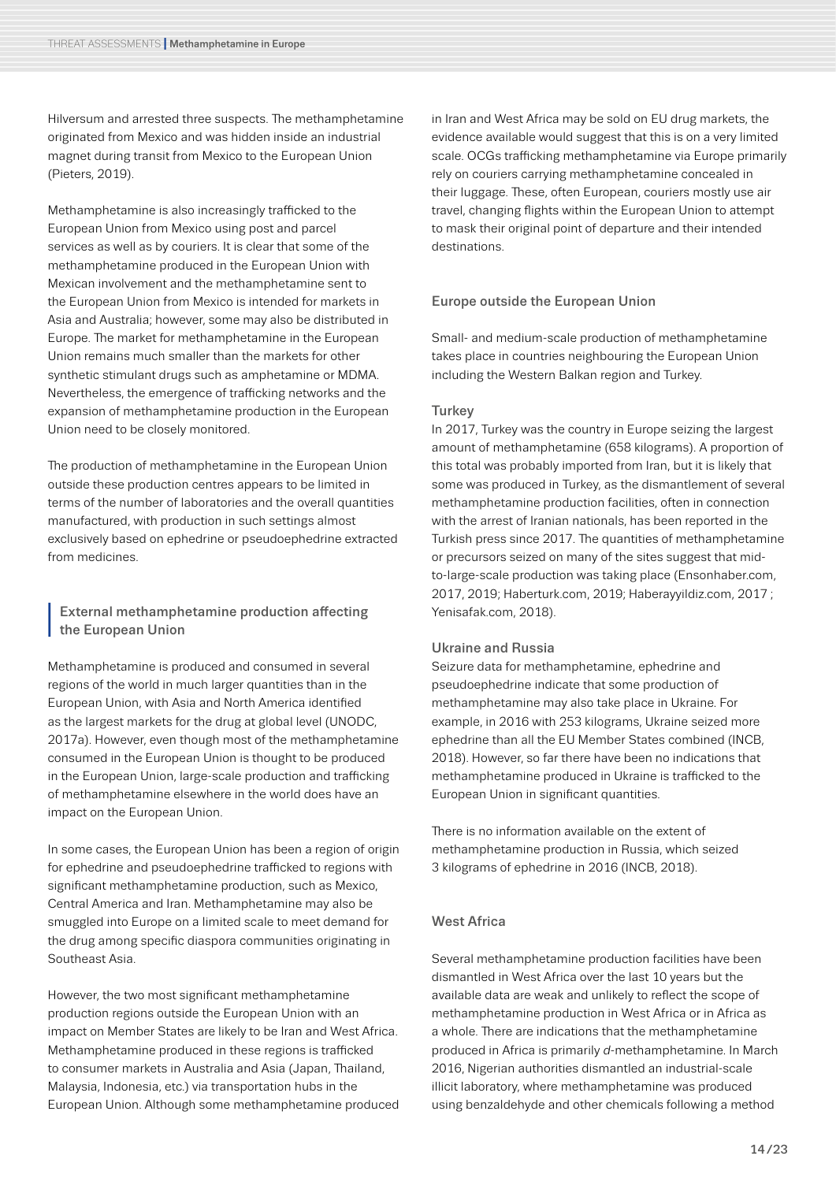Hilversum and arrested three suspects. The methamphetamine originated from Mexico and was hidden inside an industrial magnet during transit from Mexico to the European Union (Pieters, 2019).

Methamphetamine is also increasingly trafficked to the European Union from Mexico using post and parcel services as well as by couriers. It is clear that some of the methamphetamine produced in the European Union with Mexican involvement and the methamphetamine sent to the European Union from Mexico is intended for markets in Asia and Australia; however, some may also be distributed in Europe. The market for methamphetamine in the European Union remains much smaller than the markets for other synthetic stimulant drugs such as amphetamine or MDMA. Nevertheless, the emergence of trafficking networks and the expansion of methamphetamine production in the European Union need to be closely monitored.

The production of methamphetamine in the European Union outside these production centres appears to be limited in terms of the number of laboratories and the overall quantities manufactured, with production in such settings almost exclusively based on ephedrine or pseudoephedrine extracted from medicines.

## External methamphetamine production affecting the European Union

Methamphetamine is produced and consumed in several regions of the world in much larger quantities than in the European Union, with Asia and North America identified as the largest markets for the drug at global level (UNODC, 2017a). However, even though most of the methamphetamine consumed in the European Union is thought to be produced in the European Union, large-scale production and trafficking of methamphetamine elsewhere in the world does have an impact on the European Union.

In some cases, the European Union has been a region of origin for ephedrine and pseudoephedrine trafficked to regions with significant methamphetamine production, such as Mexico, Central America and Iran. Methamphetamine may also be smuggled into Europe on a limited scale to meet demand for the drug among specific diaspora communities originating in Southeast Asia.

However, the two most significant methamphetamine production regions outside the European Union with an impact on Member States are likely to be Iran and West Africa. Methamphetamine produced in these regions is trafficked to consumer markets in Australia and Asia (Japan, Thailand, Malaysia, Indonesia, etc.) via transportation hubs in the European Union. Although some methamphetamine produced in Iran and West Africa may be sold on EU drug markets, the evidence available would suggest that this is on a very limited scale. OCGs trafficking methamphetamine via Europe primarily rely on couriers carrying methamphetamine concealed in their luggage. These, often European, couriers mostly use air travel, changing flights within the European Union to attempt to mask their original point of departure and their intended destinations.

### Europe outside the European Union

Small- and medium-scale production of methamphetamine takes place in countries neighbouring the European Union including the Western Balkan region and Turkey.

#### Turkey

In 2017, Turkey was the country in Europe seizing the largest amount of methamphetamine (658 kilograms). A proportion of this total was probably imported from Iran, but it is likely that some was produced in Turkey, as the dismantlement of several methamphetamine production facilities, often in connection with the arrest of Iranian nationals, has been reported in the Turkish press since 2017. The quantities of methamphetamine or precursors seized on many of the sites suggest that mid-to-large-scale production was taking place (Ensonhaber.com, 2017, 2019; Haberturk.com, 2019; Haberayyildiz.com, 2017 ; Yenisafak.com, 2018).

#### Ukraine and Russia

Seizure data for methamphetamine, ephedrine and pseudoephedrine indicate that some production of methamphetamine may also take place in Ukraine. For example, in 2016 with 253 kilograms, Ukraine seized more ephedrine than all the EU Member States combined (INCB, 2018). However, so far there have been no indications that methamphetamine produced in Ukraine is trafficked to the European Union in significant quantities.

There is no information available on the extent of methamphetamine production in Russia, which seized 3 kilograms of ephedrine in 2016 (INCB, 2018).

### West Africa

Several methamphetamine production facilities have been dismantled in West Africa over the last 10 years but the available data are weak and unlikely to reflect the scope of methamphetamine production in West Africa or in Africa as a whole. There are indications that the methamphetamine produced in Africa is primarily *d*-methamphetamine. In March 2016, Nigerian authorities dismantled an industrial-scale illicit laboratory, where methamphetamine was produced using benzaldehyde and other chemicals following a method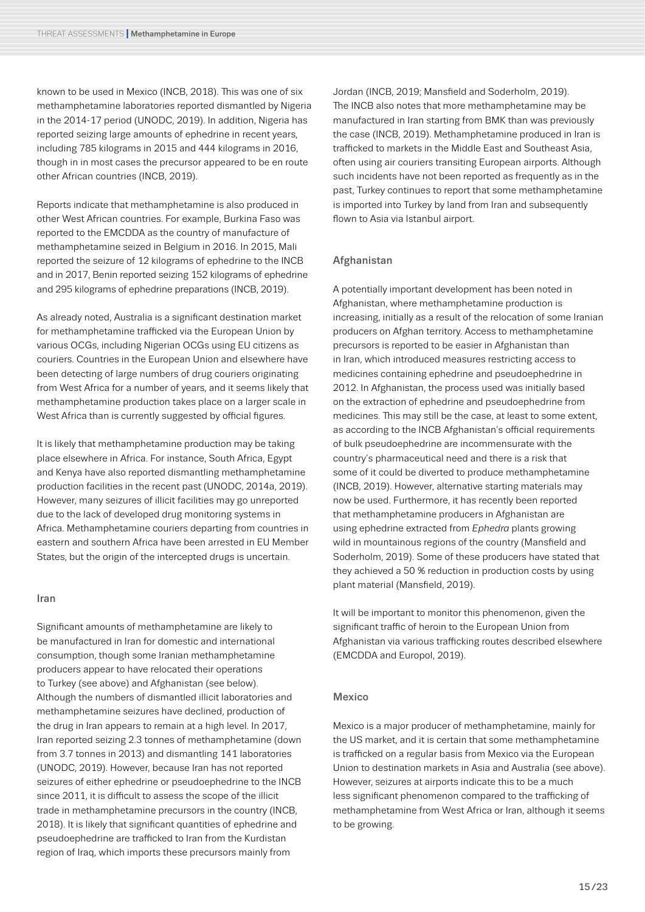known to be used in Mexico (INCB, 2018). This was one of six methamphetamine laboratories reported dismantled by Nigeria in the 2014-17 period (UNODC, 2019). In addition, Nigeria has reported seizing large amounts of ephedrine in recent years, including 785 kilograms in 2015 and 444 kilograms in 2016, though in in most cases the precursor appeared to be en route other African countries (INCB, 2019).

Reports indicate that methamphetamine is also produced in other West African countries. For example, Burkina Faso was reported to the EMCDDA as the country of manufacture of methamphetamine seized in Belgium in 2016. In 2015, Mali reported the seizure of 12 kilograms of ephedrine to the INCB and in 2017, Benin reported seizing 152 kilograms of ephedrine and 295 kilograms of ephedrine preparations (INCB, 2019).

As already noted, Australia is a significant destination market for methamphetamine trafficked via the European Union by various OCGs, including Nigerian OCGs using EU citizens as couriers. Countries in the European Union and elsewhere have been detecting of large numbers of drug couriers originating from West Africa for a number of years, and it seems likely that methamphetamine production takes place on a larger scale in West Africa than is currently suggested by official figures.

It is likely that methamphetamine production may be taking place elsewhere in Africa. For instance, South Africa, Egypt and Kenya have also reported dismantling methamphetamine production facilities in the recent past (UNODC, 2014a, 2019). However, many seizures of illicit facilities may go unreported due to the lack of developed drug monitoring systems in Africa. Methamphetamine couriers departing from countries in eastern and southern Africa have been arrested in EU Member States, but the origin of the intercepted drugs is uncertain.

### Iran

Significant amounts of methamphetamine are likely to be manufactured in Iran for domestic and international consumption, though some Iranian methamphetamine producers appear to have relocated their operations to Turkey (see above) and Afghanistan (see below). Although the numbers of dismantled illicit laboratories and methamphetamine seizures have declined, production of the drug in Iran appears to remain at a high level. In 2017, Iran reported seizing 2.3 tonnes of methamphetamine (down from 3.7 tonnes in 2013) and dismantling 141 laboratories (UNODC, 2019). However, because Iran has not reported seizures of either ephedrine or pseudoephedrine to the INCB since 2011, it is difficult to assess the scope of the illicit trade in methamphetamine precursors in the country (INCB, 2018). It is likely that significant quantities of ephedrine and pseudoephedrine are trafficked to Iran from the Kurdistan region of Iraq, which imports these precursors mainly from Jordan (INCB, 2019; Mansfield and Soderholm, 2019). The INCB also notes that more methamphetamine may be manufactured in Iran starting from BMK than was previously the case (INCB, 2019). Methamphetamine produced in Iran is trafficked to markets in the Middle East and Southeast Asia, often using air couriers transiting European airports. Although such incidents have not been reported as frequently as in the past, Turkey continues to report that some methamphetamine is imported into Turkey by land from Iran and subsequently flown to Asia via Istanbul airport.

### Afghanistan

A potentially important development has been noted in Afghanistan, where methamphetamine production is increasing, initially as a result of the relocation of some Iranian producers on Afghan territory. Access to methamphetamine precursors is reported to be easier in Afghanistan than in Iran, which introduced measures restricting access to medicines containing ephedrine and pseudoephedrine in 2012. In Afghanistan, the process used was initially based on the extraction of ephedrine and pseudoephedrine from medicines. This may still be the case, at least to some extent, as according to the INCB Afghanistan's official requirements of bulk pseudoephedrine are incommensurate with the country's pharmaceutical need and there is a risk that some of it could be diverted to produce methamphetamine (INCB, 2019). However, alternative starting materials may now be used. Furthermore, it has recently been reported that methamphetamine producers in Afghanistan are using ephedrine extracted from *Ephedra* plants growing wild in mountainous regions of the country (Mansfield and Soderholm, 2019). Some of these producers have stated that they achieved a 50 % reduction in production costs by using plant material (Mansfield, 2019).

It will be important to monitor this phenomenon, given the significant traffic of heroin to the European Union from Afghanistan via various trafficking routes described elsewhere (EMCDDA and Europol, 2019).

### Mexico

Mexico is a major producer of methamphetamine, mainly for the US market, and it is certain that some methamphetamine is trafficked on a regular basis from Mexico via the European Union to destination markets in Asia and Australia (see above). However, seizures at airports indicate this to be a much less significant phenomenon compared to the trafficking of methamphetamine from West Africa or Iran, although it seems to be growing.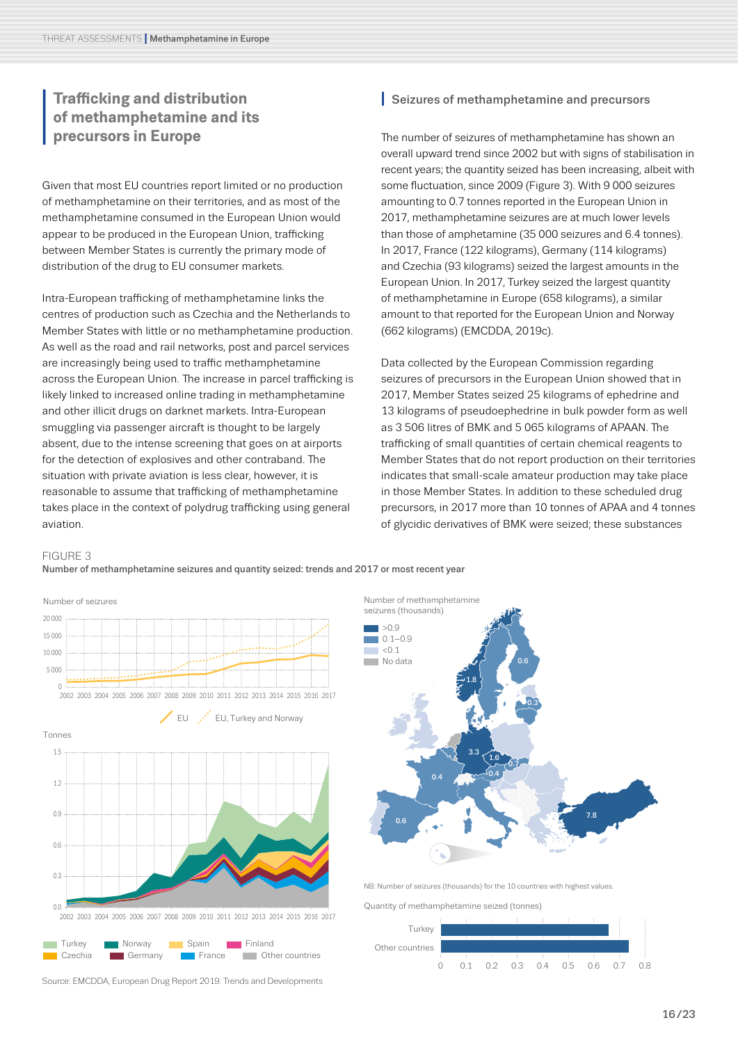## Trafficking and distribution of methamphetamine and its precursors in Europe

Given that most EU countries report limited or no production of methamphetamine on their territories, and as most of the methamphetamine consumed in the European Union would appear to be produced in the European Union, trafficking between Member States is currently the primary mode of distribution of the drug to EU consumer markets.

Intra-European trafficking of methamphetamine links the centres of production such as Czechia and the Netherlands to Member States with little or no methamphetamine production. As well as the road and rail networks, post and parcel services are increasingly being used to traffic methamphetamine across the European Union. The increase in parcel trafficking is likely linked to increased online trading in methamphetamine and other illicit drugs on darknet markets. Intra-European smuggling via passenger aircraft is thought to be largely absent, due to the intense screening that goes on at airports for the detection of explosives and other contraband. The situation with private aviation is less clear, however, it is reasonable to assume that trafficking of methamphetamine takes place in the context of polydrug trafficking using general aviation.

### Seizures of methamphetamine and precursors

The number of seizures of methamphetamine has shown an overall upward trend since 2002 but with signs of stabilisation in recent years; the quantity seized has been increasing, albeit with some fluctuation, since 2009 (Figure 3). With 9 000 seizures amounting to 0.7 tonnes reported in the European Union in 2017, methamphetamine seizures are at much lower levels than those of amphetamine (35 000 seizures and 6.4 tonnes). In 2017, France (122 kilograms), Germany (114 kilograms) and Czechia (93 kilograms) seized the largest amounts in the European Union. In 2017, Turkey seized the largest quantity of methamphetamine in Europe (658 kilograms), a similar amount to that reported for the European Union and Norway (662 kilograms) (EMCDDA, 2019c).

Data collected by the European Commission regarding seizures of precursors in the European Union showed that in 2017, Member States seized 25 kilograms of ephedrine and 13 kilograms of pseudoephedrine in bulk powder form as well as 3 506 litres of BMK and 5 065 kilograms of APAAN. The trafficking of small quantities of certain chemical reagents to Member States that do not report production on their territories indicates that small-scale amateur production may take place in those Member States. In addition to these scheduled drug precursors, in 2017 more than 10 tonnes of APAA and 4 tonnes of glycidic derivatives of BMK were seized; these substances

FIGURE 3

**Number of methamphetamine seizures and quantity seized: trends and 2017 or most recent year**

NB: Number of seizures (thousands) for the 10 countries with highest values.

Source: EMCDDA, European Drug Report 2019: Trends and Developments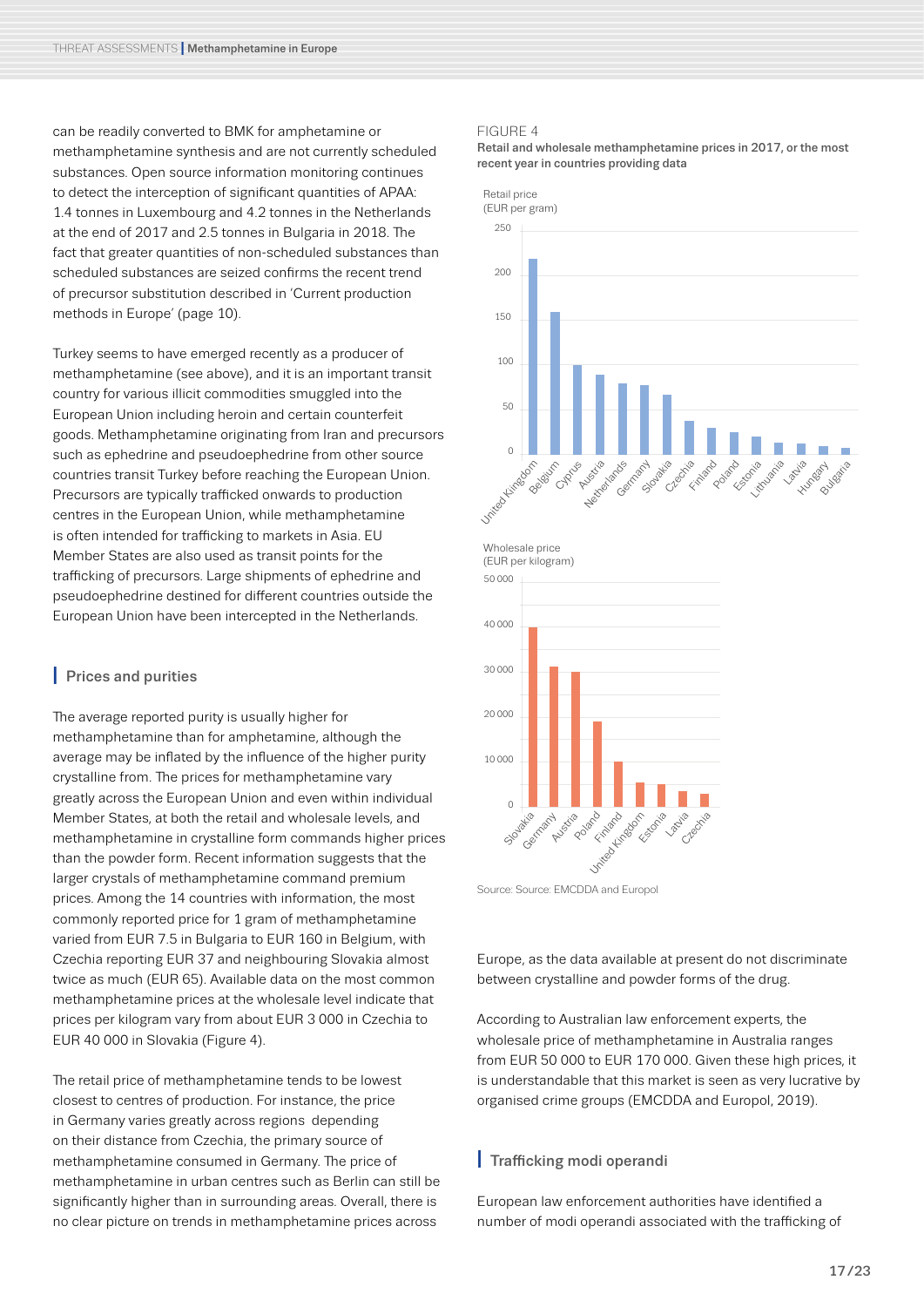can be readily converted to BMK for amphetamine or methamphetamine synthesis and are not currently scheduled substances. Open source information monitoring continues to detect the interception of significant quantities of APAA: 1.4 tonnes in Luxembourg and 4.2 tonnes in the Netherlands at the end of 2017 and 2.5 tonnes in Bulgaria in 2018. The fact that greater quantities of non-scheduled substances than scheduled substances are seized confirms the recent trend of precursor substitution described in 'Current production methods in Europe' (page 10).

Turkey seems to have emerged recently as a producer of methamphetamine (see above), and it is an important transit country for various illicit commodities smuggled into the European Union including heroin and certain counterfeit goods. Methamphetamine originating from Iran and precursors such as ephedrine and pseudoephedrine from other source countries transit Turkey before reaching the European Union. Precursors are typically trafficked onwards to production centres in the European Union, while methamphetamine is often intended for trafficking to markets in Asia. EU Member States are also used as transit points for the trafficking of precursors. Large shipments of ephedrine and pseudoephedrine destined for different countries outside the European Union have been intercepted in the Netherlands.

## Prices and purities

The average reported purity is usually higher for methamphetamine than for amphetamine, although the average may be inflated by the influence of the higher purity crystalline from. The prices for methamphetamine vary greatly across the European Union and even within individual Member States, at both the retail and wholesale levels, and methamphetamine in crystalline form commands higher prices than the powder form. Recent information suggests that the larger crystals of methamphetamine command premium prices. Among the 14 countries with information, the most commonly reported price for 1 gram of methamphetamine varied from EUR 7.5 in Bulgaria to EUR 160 in Belgium, with Czechia reporting EUR 37 and neighbouring Slovakia almost twice as much (EUR 65). Available data on the most common methamphetamine prices at the wholesale level indicate that prices per kilogram vary from about EUR 3 000 in Czechia to EUR 40 000 in Slovakia (Figure 4).

The retail price of methamphetamine tends to be lowest closest to centres of production. For instance, the price in Germany varies greatly across regions depending on their distance from Czechia, the primary source of methamphetamine consumed in Germany. The price of methamphetamine in urban centres such as Berlin can still be significantly higher than in surrounding areas. Overall, there is no clear picture on trends in methamphetamine prices across Europe, as the data available at present do not discriminate between crystalline and powder forms of the drug.

FIGURE 4

**Retail and wholesale methamphetamine prices in 2017, or the most recent year in countries providing data**

Retail price (EUR per gram): United Kingdom, Belgium, Cyprus, Austria, Netherlands, Germany, Slovakia, Czechia, Finland, Poland, Estonia, Lithuania, Latvia, Hungary, Bulgaria

Wholesale price (EUR per kilogram): Slovakia, Germany, Austria, Poland, Finland, United Kingdom, Estonia, Latvia, Czechia

Source: Source: EMCDDA and Europol

According to Australian law enforcement experts, the wholesale price of methamphetamine in Australia ranges from EUR 50 000 to EUR 170 000. Given these high prices, it is understandable that this market is seen as very lucrative by organised crime groups (EMCDDA and Europol, 2019).

## Trafficking modi operandi

European law enforcement authorities have identified a number of modi operandi associated with the trafficking of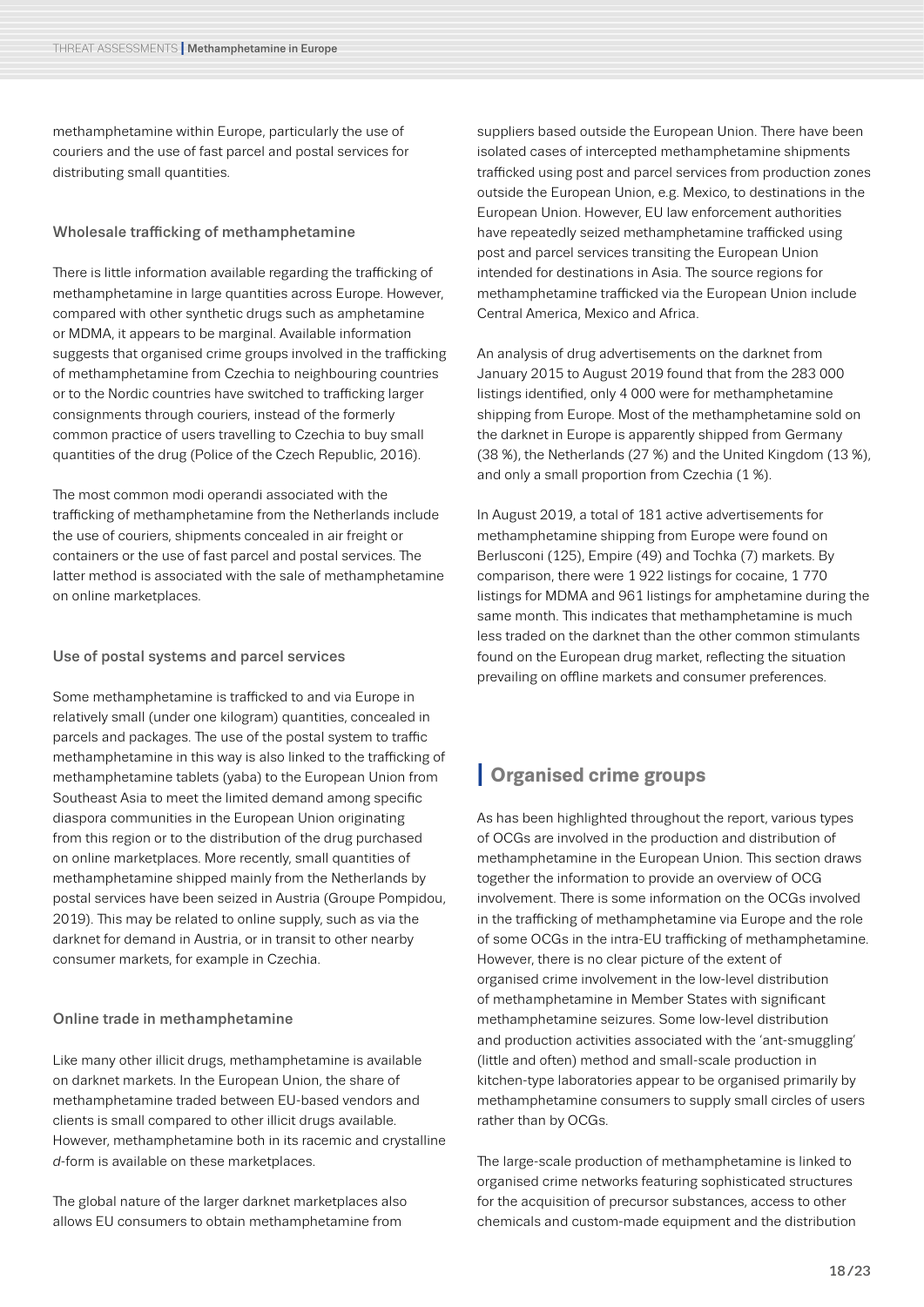methamphetamine within Europe, particularly the use of couriers and the use of fast parcel and postal services for distributing small quantities.

### Wholesale trafficking of methamphetamine

There is little information available regarding the trafficking of methamphetamine in large quantities across Europe. However, compared with other synthetic drugs such as amphetamine or MDMA, it appears to be marginal. Available information suggests that organised crime groups involved in the trafficking of methamphetamine from Czechia to neighbouring countries or to the Nordic countries have switched to trafficking larger consignments through couriers, instead of the formerly common practice of users travelling to Czechia to buy small quantities of the drug (Police of the Czech Republic, 2016).

The most common modi operandi associated with the trafficking of methamphetamine from the Netherlands include the use of couriers, shipments concealed in air freight or containers or the use of fast parcel and postal services. The latter method is associated with the sale of methamphetamine on online marketplaces.

### Use of postal systems and parcel services

Some methamphetamine is trafficked to and via Europe in relatively small (under one kilogram) quantities, concealed in parcels and packages. The use of the postal system to traffic methamphetamine in this way is also linked to the trafficking of methamphetamine tablets (yaba) to the European Union from Southeast Asia to meet the limited demand among specific diaspora communities in the European Union originating from this region or to the distribution of the drug purchased on online marketplaces. More recently, small quantities of methamphetamine shipped mainly from the Netherlands by postal services have been seized in Austria (Groupe Pompidou, 2019). This may be related to online supply, such as via the darknet for demand in Austria, or in transit to other nearby consumer markets, for example in Czechia.

### Online trade in methamphetamine

Like many other illicit drugs, methamphetamine is available on darknet markets. In the European Union, the share of methamphetamine traded between EU-based vendors and clients is small compared to other illicit drugs available. However, methamphetamine both in its racemic and crystalline *d*-form is available on these marketplaces.

The global nature of the larger darknet marketplaces also allows EU consumers to obtain methamphetamine from suppliers based outside the European Union. There have been isolated cases of intercepted methamphetamine shipments trafficked using post and parcel services from production zones outside the European Union, e.g. Mexico, to destinations in the European Union. However, EU law enforcement authorities have repeatedly seized methamphetamine trafficked using post and parcel services transiting the European Union intended for destinations in Asia. The source regions for methamphetamine trafficked via the European Union include Central America, Mexico and Africa.

An analysis of drug advertisements on the darknet from January 2015 to August 2019 found that from the 283 000 listings identified, only 4 000 were for methamphetamine shipping from Europe. Most of the methamphetamine sold on the darknet in Europe is apparently shipped from Germany (38 %), the Netherlands (27 %) and the United Kingdom (13 %), and only a small proportion from Czechia (1 %).

In August 2019, a total of 181 active advertisements for methamphetamine shipping from Europe were found on Berlusconi (125), Empire (49) and Tochka (7) markets. By comparison, there were 1 922 listings for cocaine, 1 770 listings for MDMA and 961 listings for amphetamine during the same month. This indicates that methamphetamine is much less traded on the darknet than the other common stimulants found on the European drug market, reflecting the situation prevailing on offline markets and consumer preferences.

## Organised crime groups

As has been highlighted throughout the report, various types of OCGs are involved in the production and distribution of methamphetamine in the European Union. This section draws together the information to provide an overview of OCG involvement. There is some information on the OCGs involved in the trafficking of methamphetamine via Europe and the role of some OCGs in the intra-EU trafficking of methamphetamine. However, there is no clear picture of the extent of organised crime involvement in the low-level distribution of methamphetamine in Member States with significant methamphetamine seizures. Some low-level distribution and production activities associated with the 'ant-smuggling' (little and often) method and small-scale production in kitchen-type laboratories appear to be organised primarily by methamphetamine consumers to supply small circles of users rather than by OCGs.

The large-scale production of methamphetamine is linked to organised crime networks featuring sophisticated structures for the acquisition of precursor substances, access to other chemicals and custom-made equipment and the distribution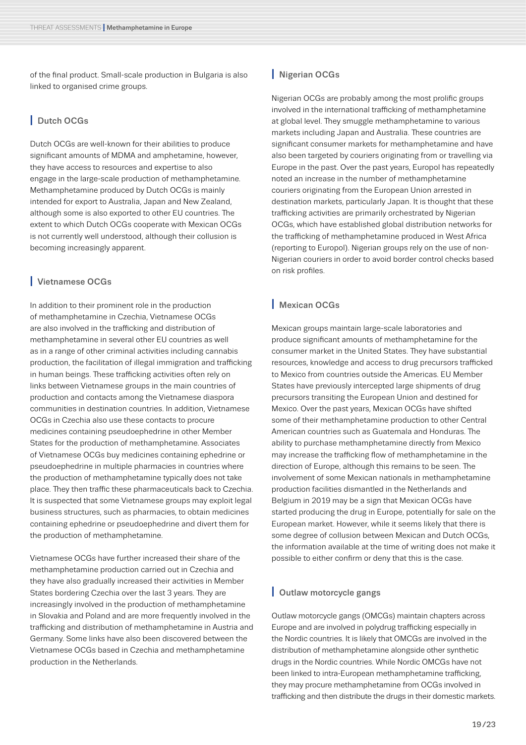of the final product. Small-scale production in Bulgaria is also linked to organised crime groups.

## Dutch OCGs

Dutch OCGs are well-known for their abilities to produce significant amounts of MDMA and amphetamine, however, they have access to resources and expertise to also engage in the large-scale production of methamphetamine. Methamphetamine produced by Dutch OCGs is mainly intended for export to Australia, Japan and New Zealand, although some is also exported to other EU countries. The extent to which Dutch OCGs cooperate with Mexican OCGs is not currently well understood, although their collusion is becoming increasingly apparent.

## Vietnamese OCGs

In addition to their prominent role in the production of methamphetamine in Czechia, Vietnamese OCGs are also involved in the trafficking and distribution of methamphetamine in several other EU countries as well as in a range of other criminal activities including cannabis production, the facilitation of illegal immigration and trafficking in human beings. These trafficking activities often rely on links between Vietnamese groups in the main countries of production and contacts among the Vietnamese diaspora communities in destination countries. In addition, Vietnamese OCGs in Czechia also use these contacts to procure medicines containing pseudoephedrine in other Member States for the production of methamphetamine. Associates of Vietnamese OCGs buy medicines containing ephedrine or pseudoephedrine in multiple pharmacies in countries where the production of methamphetamine typically does not take place. They then traffic these pharmaceuticals back to Czechia. It is suspected that some Vietnamese groups may exploit legal business structures, such as pharmacies, to obtain medicines containing ephedrine or pseudoephedrine and divert them for the production of methamphetamine.

Vietnamese OCGs have further increased their share of the methamphetamine production carried out in Czechia and they have also gradually increased their activities in Member States bordering Czechia over the last 3 years. They are increasingly involved in the production of methamphetamine in Slovakia and Poland and are more frequently involved in the trafficking and distribution of methamphetamine in Austria and Germany. Some links have also been discovered between the Vietnamese OCGs based in Czechia and methamphetamine production in the Netherlands.

## Nigerian OCGs

Nigerian OCGs are probably among the most prolific groups involved in the international trafficking of methamphetamine at global level. They smuggle methamphetamine to various markets including Japan and Australia. These countries are significant consumer markets for methamphetamine and have also been targeted by couriers originating from or travelling via Europe in the past. Over the past years, Europol has repeatedly noted an increase in the number of methamphetamine couriers originating from the European Union arrested in destination markets, particularly Japan. It is thought that these trafficking activities are primarily orchestrated by Nigerian OCGs, which have established global distribution networks for the trafficking of methamphetamine produced in West Africa (reporting to Europol). Nigerian groups rely on the use of non-Nigerian couriers in order to avoid border control checks based on risk profiles.

## Mexican OCGs

Mexican groups maintain large-scale laboratories and produce significant amounts of methamphetamine for the consumer market in the United States. They have substantial resources, knowledge and access to drug precursors trafficked to Mexico from countries outside the Americas. EU Member States have previously intercepted large shipments of drug precursors transiting the European Union and destined for Mexico. Over the past years, Mexican OCGs have shifted some of their methamphetamine production to other Central American countries such as Guatemala and Honduras. The ability to purchase methamphetamine directly from Mexico may increase the trafficking flow of methamphetamine in the direction of Europe, although this remains to be seen. The involvement of some Mexican nationals in methamphetamine production facilities dismantled in the Netherlands and Belgium in 2019 may be a sign that Mexican OCGs have started producing the drug in Europe, potentially for sale on the European market. However, while it seems likely that there is some degree of collusion between Mexican and Dutch OCGs, the information available at the time of writing does not make it possible to either confirm or deny that this is the case.

## Outlaw motorcycle gangs

Outlaw motorcycle gangs (OMCGs) maintain chapters across Europe and are involved in polydrug trafficking especially in the Nordic countries. It is likely that OMCGs are involved in the distribution of methamphetamine alongside other synthetic drugs in the Nordic countries. While Nordic OMCGs have not been linked to intra-European methamphetamine trafficking, they may procure methamphetamine from OCGs involved in trafficking and then distribute the drugs in their domestic markets.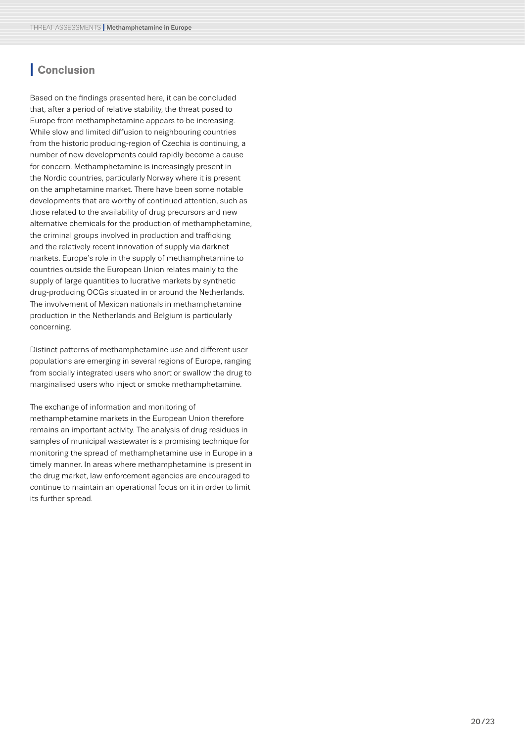## Conclusion

Based on the findings presented here, it can be concluded that, after a period of relative stability, the threat posed to Europe from methamphetamine appears to be increasing. While slow and limited diffusion to neighbouring countries from the historic producing-region of Czechia is continuing, a number of new developments could rapidly become a cause for concern. Methamphetamine is increasingly present in the Nordic countries, particularly Norway where it is present on the amphetamine market. There have been some notable developments that are worthy of continued attention, such as those related to the availability of drug precursors and new alternative chemicals for the production of methamphetamine, the criminal groups involved in production and trafficking and the relatively recent innovation of supply via darknet markets. Europe's role in the supply of methamphetamine to countries outside the European Union relates mainly to the supply of large quantities to lucrative markets by synthetic drug-producing OCGs situated in or around the Netherlands. The involvement of Mexican nationals in methamphetamine production in the Netherlands and Belgium is particularly concerning.

Distinct patterns of methamphetamine use and different user populations are emerging in several regions of Europe, ranging from socially integrated users who snort or swallow the drug to marginalised users who inject or smoke methamphetamine.

The exchange of information and monitoring of methamphetamine markets in the European Union therefore remains an important activity. The analysis of drug residues in samples of municipal wastewater is a promising technique for monitoring the spread of methamphetamine use in Europe in a timely manner. In areas where methamphetamine is present in the drug market, law enforcement agencies are encouraged to continue to maintain an operational focus on it in order to limit its further spread.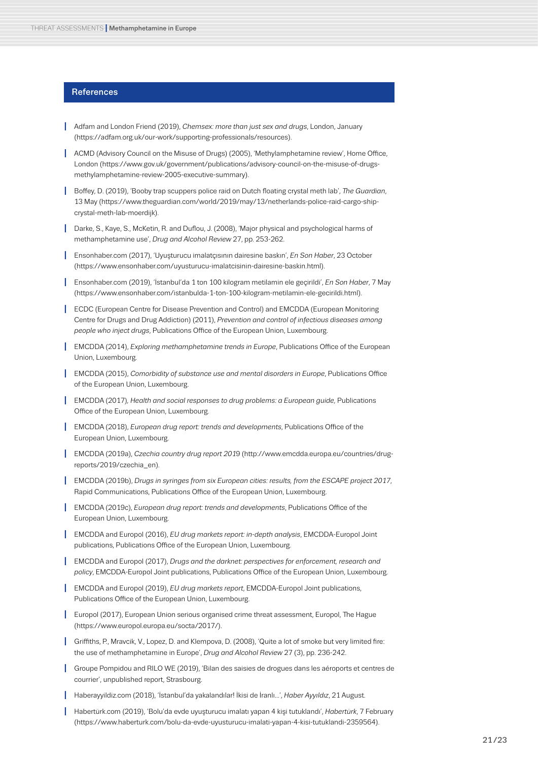## References

- Adfam and London Friend (2019), *Chemsex: more than just sex and drugs*, London, January (https://adfam.org.uk/our-work/supporting-professionals/resources).
- ACMD (Advisory Council on the Misuse of Drugs) (2005), 'Methylamphetamine review', Home Office, London (https://www.gov.uk/government/publications/advisory-council-on-the-misuse-of-drugs-methylamphetamine-review-2005-executive-summary).
- Boffey, D. (2019), 'Booby trap scuppers police raid on Dutch floating crystal meth lab', *The Guardian*, 13 May (https://www.theguardian.com/world/2019/may/13/netherlands-police-raid-cargo-ship-crystal-meth-lab-moerdijk).
- Darke, S., Kaye, S., McKetin, R. and Duflou, J. (2008), 'Major physical and psychological harms of methamphetamine use', *Drug and Alcohol Review* 27, pp. 253-262.
- Ensonhaber.com (2017), 'Uyuşturucu imalatçısının dairesine baskın', *En Son Haber*, 23 October (https://www.ensonhaber.com/uyusturucu-imalatcisinin-dairesine-baskin.html).
- Ensonhaber.com (2019), 'İstanbul'da 1 ton 100 kilogram metilamin ele geçirildi', *En Son Haber*, 7 May (https://www.ensonhaber.com/istanbulda-1-ton-100-kilogram-metilamin-ele-gecirildi.html).
- ECDC (European Centre for Disease Prevention and Control) and EMCDDA (European Monitoring Centre for Drugs and Drug Addiction) (2011), *Prevention and control of infectious diseases among people who inject drugs*, Publications Office of the European Union, Luxembourg.
- EMCDDA (2014), *Exploring methamphetamine trends in Europe*, Publications Office of the European Union, Luxembourg.
- EMCDDA (2015), *Comorbidity of substance use and mental disorders in Europe*, Publications Office of the European Union, Luxembourg.
- EMCDDA (2017), *Health and social responses to drug problems: a European guide*, Publications Office of the European Union, Luxembourg.
- EMCDDA (2018), *European drug report: trends and developments*, Publications Office of the European Union, Luxembourg.
- EMCDDA (2019a), *Czechia country drug report 2019* (http://www.emcdda.europa.eu/countries/drug-reports/2019/czechia_en).
- EMCDDA (2019b), *Drugs in syringes from six European cities: results, from the ESCAPE project 2017*, Rapid Communications, Publications Office of the European Union, Luxembourg.
- EMCDDA (2019c), *European drug report: trends and developments*, Publications Office of the European Union, Luxembourg.
- EMCDDA and Europol (2016), *EU drug markets report: in-depth analysis*, EMCDDA-Europol Joint publications, Publications Office of the European Union, Luxembourg.
- EMCDDA and Europol (2017), *Drugs and the darknet: perspectives for enforcement, research and policy*, EMCDDA-Europol Joint publications, Publications Office of the European Union, Luxembourg.
- EMCDDA and Europol (2019), *EU drug markets report*, EMCDDA-Europol Joint publications, Publications Office of the European Union, Luxembourg.
- Europol (2017), European Union serious organised crime threat assessment, Europol, The Hague (https://www.europol.europa.eu/socta/2017/).
- Griffiths, P., Mravcik, V., Lopez, D. and Klempova, D. (2008), 'Quite a lot of smoke but very limited fire: the use of methamphetamine in Europe', *Drug and Alcohol Review* 27 (3), pp. 236-242.
- Groupe Pompidou and RILO WE (2019), 'Bilan des saisies de drogues dans les aéroports et centres de courrier', unpublished report, Strasbourg.
- Haberayyildiz.com (2018), 'İstanbul'da yakalandılar! İkisi de İranlı...', *Haber Ayyıldız*, 21 August.
- Habertürk.com (2019), 'Bolu'da evde uyuşturucu imalatı yapan 4 kişi tutuklandı', *Habertürk*, 7 February (https://www.haberturk.com/bolu-da-evde-uyusturucu-imalati-yapan-4-kisi-tutuklandi-2359564).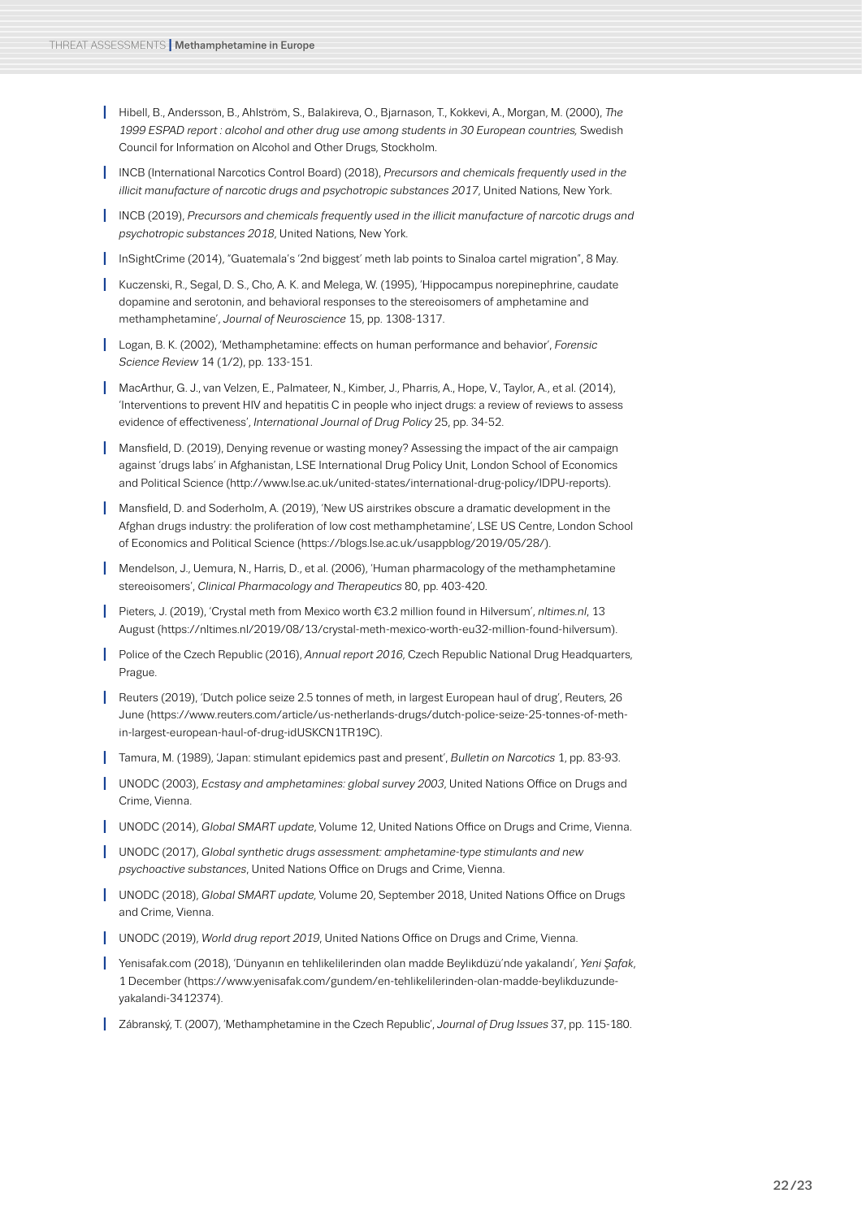- Hibell, B., Andersson, B., Ahlström, S., Balakireva, O., Bjarnason, T., Kokkevi, A., Morgan, M. (2000), *The 1999 ESPAD report : alcohol and other drug use among students in 30 European countries,* Swedish Council for Information on Alcohol and Other Drugs, Stockholm.
- INCB (International Narcotics Control Board) (2018), *Precursors and chemicals frequently used in the illicit manufacture of narcotic drugs and psychotropic substances 2017*, United Nations, New York.
- INCB (2019), *Precursors and chemicals frequently used in the illicit manufacture of narcotic drugs and psychotropic substances 2018*, United Nations, New York.
- InSightCrime (2014), "Guatemala's '2nd biggest' meth lab points to Sinaloa cartel migration", 8 May.
- Kuczenski, R., Segal, D. S., Cho, A. K. and Melega, W. (1995), 'Hippocampus norepinephrine, caudate dopamine and serotonin, and behavioral responses to the stereoisomers of amphetamine and methamphetamine', *Journal of Neuroscience* 15, pp. 1308-1317.
- Logan, B. K. (2002), 'Methamphetamine: effects on human performance and behavior', *Forensic Science Review* 14 (1/2), pp. 133-151.
- MacArthur, G. J., van Velzen, E., Palmateer, N., Kimber, J., Pharris, A., Hope, V., Taylor, A., et al. (2014), 'Interventions to prevent HIV and hepatitis C in people who inject drugs: a review of reviews to assess evidence of effectiveness', *International Journal of Drug Policy* 25, pp. 34-52.
- Mansfield, D. (2019), Denying revenue or wasting money? Assessing the impact of the air campaign against 'drugs labs' in Afghanistan, LSE International Drug Policy Unit, London School of Economics and Political Science (http://www.lse.ac.uk/united-states/international-drug-policy/IDPU-reports).
- Mansfield, D. and Soderholm, A. (2019), 'New US airstrikes obscure a dramatic development in the Afghan drugs industry: the proliferation of low cost methamphetamine', LSE US Centre, London School of Economics and Political Science (https://blogs.lse.ac.uk/usappblog/2019/05/28/).
- Mendelson, J., Uemura, N., Harris, D., et al. (2006), 'Human pharmacology of the methamphetamine stereoisomers', *Clinical Pharmacology and Therapeutics* 80, pp. 403-420.
- Pieters, J. (2019), 'Crystal meth from Mexico worth €3.2 million found in Hilversum', *nltimes.nl*, 13 August (https://nltimes.nl/2019/08/13/crystal-meth-mexico-worth-eu32-million-found-hilversum).
- Police of the Czech Republic (2016), *Annual report 2016*, Czech Republic National Drug Headquarters, Prague.
- Reuters (2019), 'Dutch police seize 2.5 tonnes of meth, in largest European haul of drug', Reuters, 26 June (https://www.reuters.com/article/us-netherlands-drugs/dutch-police-seize-25-tonnes-of-meth-in-largest-european-haul-of-drug-idUSKCN1TR19C).
- Tamura, M. (1989), 'Japan: stimulant epidemics past and present', *Bulletin on Narcotics* 1, pp. 83-93.
- UNODC (2003), *Ecstasy and amphetamines: global survey 2003*, United Nations Office on Drugs and Crime, Vienna.
- UNODC (2014), *Global SMART update*, Volume 12, United Nations Office on Drugs and Crime, Vienna.
- UNODC (2017), *Global synthetic drugs assessment: amphetamine-type stimulants and new psychoactive substances*, United Nations Office on Drugs and Crime, Vienna.
- UNODC (2018), *Global SMART update*, Volume 20, September 2018, United Nations Office on Drugs and Crime, Vienna.
- UNODC (2019), *World drug report 2019*, United Nations Office on Drugs and Crime, Vienna.
- Yenisafak.com (2018), 'Dünyanın en tehlikelilerinden olan madde Beylikdüzü'nde yakalandı', *Yeni Şafak*, 1 December (https://www.yenisafak.com/gundem/en-tehlikelilerinden-olan-madde-beylikduzunde-yakalandi-3412374).
- Zábranský, T. (2007), 'Methamphetamine in the Czech Republic', *Journal of Drug Issues* 37, pp. 115-180.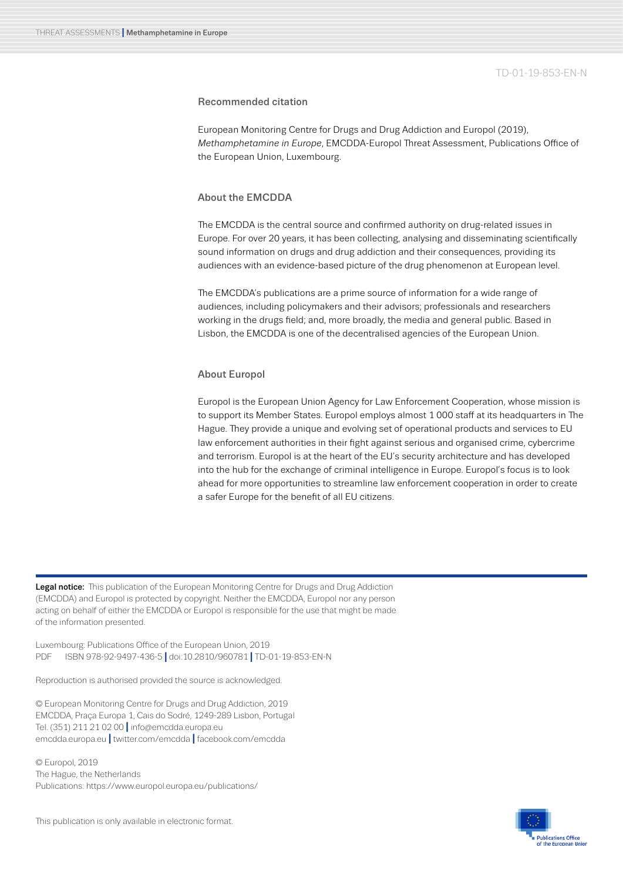TD-01-19-853-EN-N

## Recommended citation

European Monitoring Centre for Drugs and Drug Addiction and Europol (2019), *Methamphetamine in Europe*, EMCDDA-Europol Threat Assessment, Publications Office of the European Union, Luxembourg.

## About the EMCDDA

The EMCDDA is the central source and confirmed authority on drug-related issues in Europe. For over 20 years, it has been collecting, analysing and disseminating scientifically sound information on drugs and drug addiction and their consequences, providing its audiences with an evidence-based picture of the drug phenomenon at European level.

The EMCDDA's publications are a prime source of information for a wide range of audiences, including policymakers and their advisors; professionals and researchers working in the drugs field; and, more broadly, the media and general public. Based in Lisbon, the EMCDDA is one of the decentralised agencies of the European Union.

## About Europol

Europol is the European Union Agency for Law Enforcement Cooperation, whose mission is to support its Member States. Europol employs almost 1 000 staff at its headquarters in The Hague. They provide a unique and evolving set of operational products and services to EU law enforcement authorities in their fight against serious and organised crime, cybercrime and terrorism. Europol is at the heart of the EU's security architecture and has developed into the hub for the exchange of criminal intelligence in Europe. Europol's focus is to look ahead for more opportunities to streamline law enforcement cooperation in order to create a safer Europe for the benefit of all EU citizens.

**Legal notice:** This publication of the European Monitoring Centre for Drugs and Drug Addiction (EMCDDA) and Europol is protected by copyright. Neither the EMCDDA, Europol nor any person acting on behalf of either the EMCDDA or Europol is responsible for the use that might be made of the information presented.

Luxembourg: Publications Office of the European Union, 2019
PDF ISBN 978-92-9497-436-5 | doi:10.2810/960781 | TD-01-19-853-EN-N

Reproduction is authorised provided the source is acknowledged.

© European Monitoring Centre for Drugs and Drug Addiction, 2019
EMCDDA, Praça Europa 1, Cais do Sodré, 1249-289 Lisbon, Portugal
Tel. (351) 211 21 02 00 | info@emcdda.europa.eu
emcdda.europa.eu | twitter.com/emcdda | facebook.com/emcdda

© Europol, 2019
The Hague, the Netherlands
Publications: https://www.europol.europa.eu/publications/

This publication is only available in electronic format.

Publications Office of the European Union